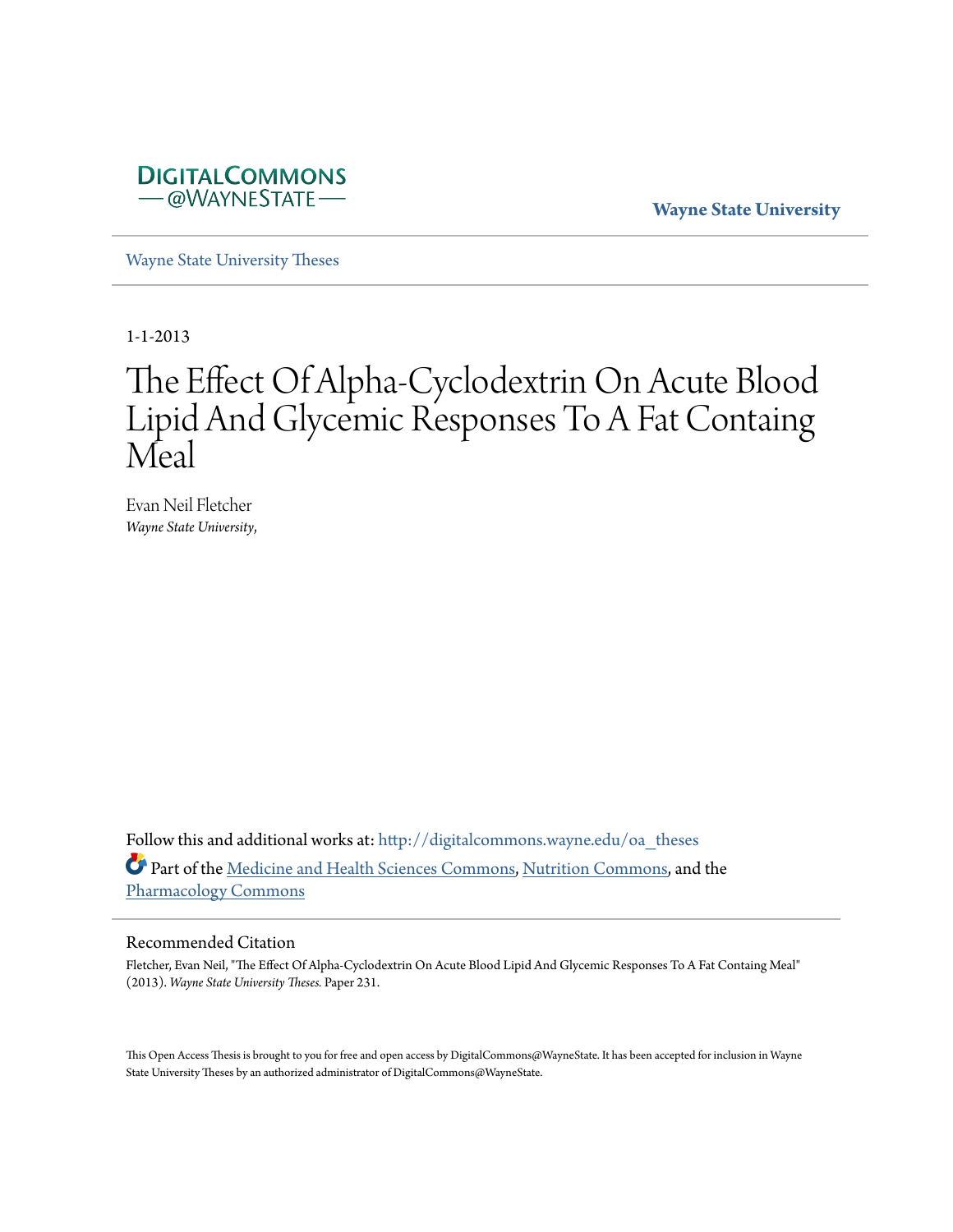DIGITALCOMMONS
— @WAYNESTATE —

**Wayne State University**

Wayne State University Theses

1-1-2013

# The Effect Of Alpha-Cyclodextrin On Acute Blood Lipid And Glycemic Responses To A Fat Containg Meal

Evan Neil Fletcher
*Wayne State University,*

Follow this and additional works at: http://digitalcommons.wayne.edu/oa_theses

Part of the Medicine and Health Sciences Commons, Nutrition Commons, and the Pharmacology Commons

## Recommended Citation

Fletcher, Evan Neil, "The Effect Of Alpha-Cyclodextrin On Acute Blood Lipid And Glycemic Responses To A Fat Containg Meal" (2013). *Wayne State University Theses.* Paper 231.

This Open Access Thesis is brought to you for free and open access by DigitalCommons@WayneState. It has been accepted for inclusion in Wayne State University Theses by an authorized administrator of DigitalCommons@WayneState.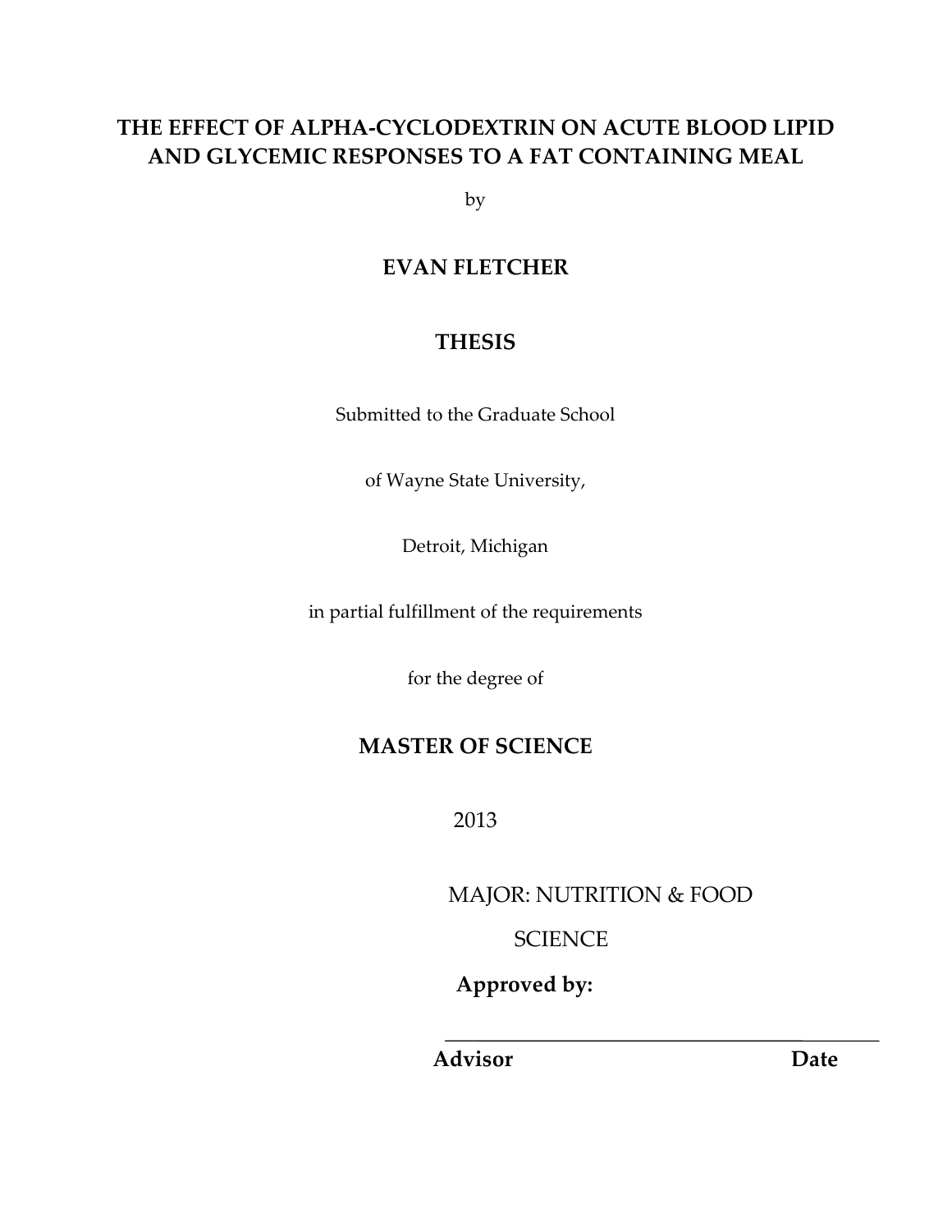# THE EFFECT OF ALPHA-CYCLODEXTRIN ON ACUTE BLOOD LIPID AND GLYCEMIC RESPONSES TO A FAT CONTAINING MEAL

by

**EVAN FLETCHER**

**THESIS**

Submitted to the Graduate School

of Wayne State University,

Detroit, Michigan

in partial fulfillment of the requirements

for the degree of

**MASTER OF SCIENCE**

2013

MAJOR: NUTRITION & FOOD SCIENCE

**Approved by:**

\_\_\_\_\_\_\_\_\_\_\_\_\_\_\_\_\_\_\_\_\_\_\_\_\_\_\_\_\_\_\_\_\_\_\_\_\_\_\_\_\_\_

**Advisor** **Date**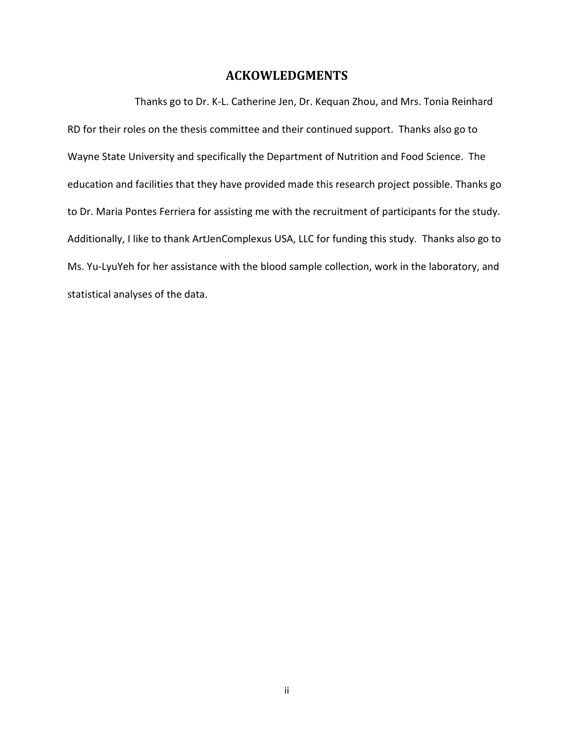## ACKOWLEDGMENTS

Thanks go to Dr. K-L. Catherine Jen, Dr. Kequan Zhou, and Mrs. Tonia Reinhard RD for their roles on the thesis committee and their continued support. Thanks also go to Wayne State University and specifically the Department of Nutrition and Food Science. The education and facilities that they have provided made this research project possible. Thanks go to Dr. Maria Pontes Ferriera for assisting me with the recruitment of participants for the study. Additionally, I like to thank ArtJenComplexus USA, LLC for funding this study. Thanks also go to Ms. Yu-LyuYeh for her assistance with the blood sample collection, work in the laboratory, and statistical analyses of the data.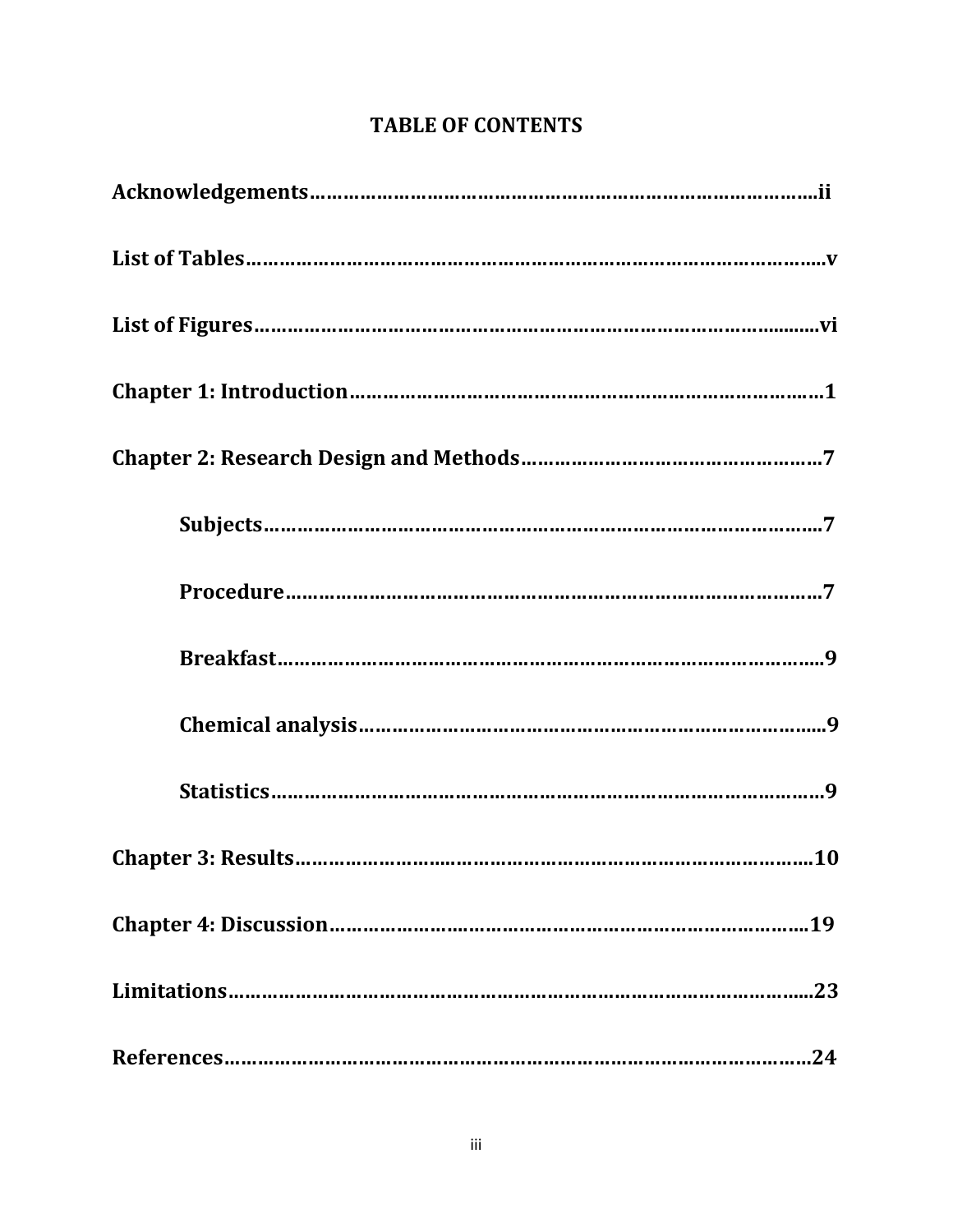# TABLE OF CONTENTS

**Acknowledgements……………………………………………………………………………ii**

**List of Tables…………………………………………………………………………………v**

**List of Figures………………………………………………………………………………vi**

**Chapter 1: Introduction………………………………………………………………………1**

**Chapter 2: Research Design and Methods……………………………………………………7**

- **Subjects……………………………………………………………………………………7**
- **Procedure…………………………………………………………………………………7**
- **Breakfast…………………………………………………………………………………9**
- **Chemical analysis…………………………………………………………………………9**
- **Statistics…………………………………………………………………………………9**

**Chapter 3: Results……………………………………………………………………………10**

**Chapter 4: Discussion…………………………………………………………………………19**

**Limitations……………………………………………………………………………………23**

**References……………………………………………………………………………………24**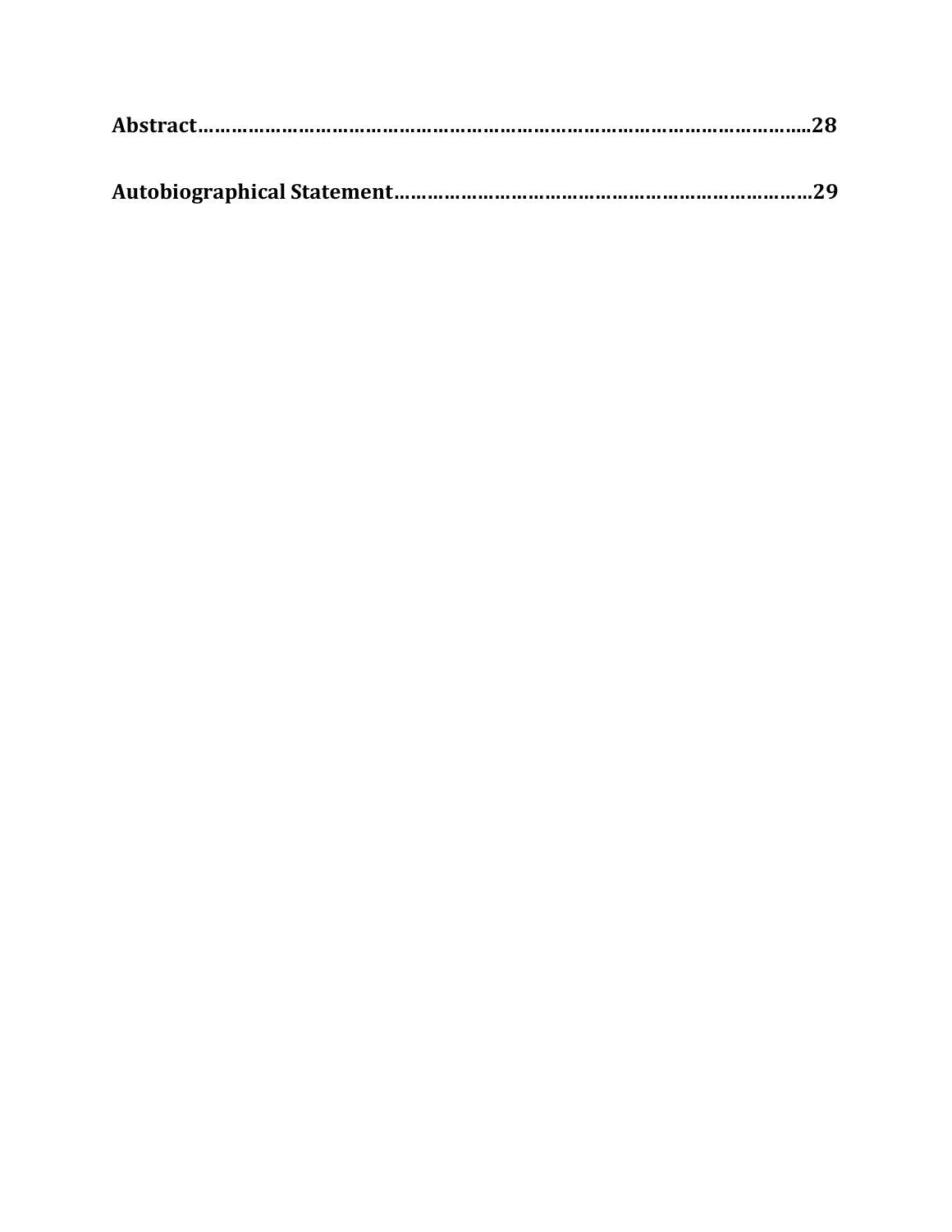**Abstract……………………………………………………………………………………………....28**

**Autobiographical Statement………………………………………………………………………29**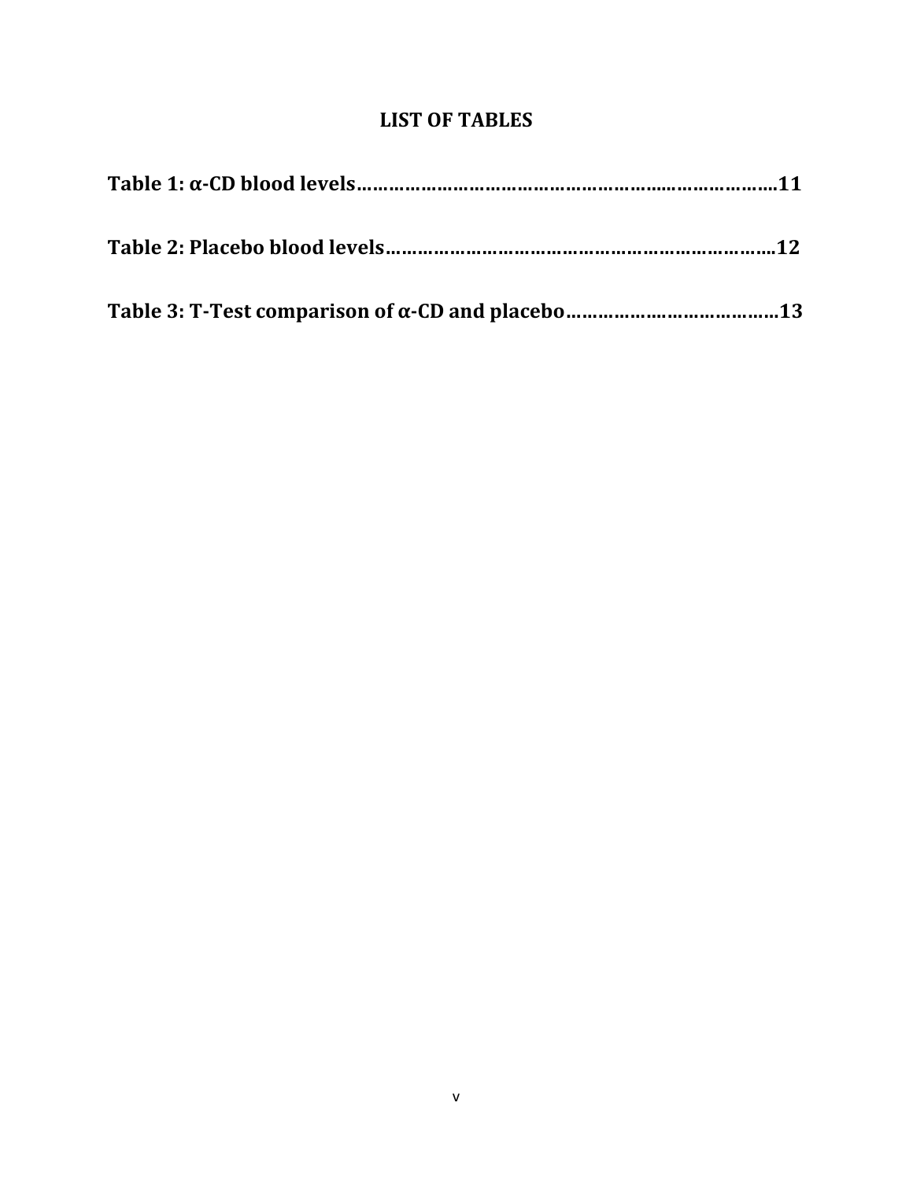# LIST OF TABLES

**Table 1: α-CD blood levels……………………………………………………………………….11**

**Table 2: Placebo blood levels………………………………………………………………….12**

**Table 3: T-Test comparison of α-CD and placebo…………………………………13**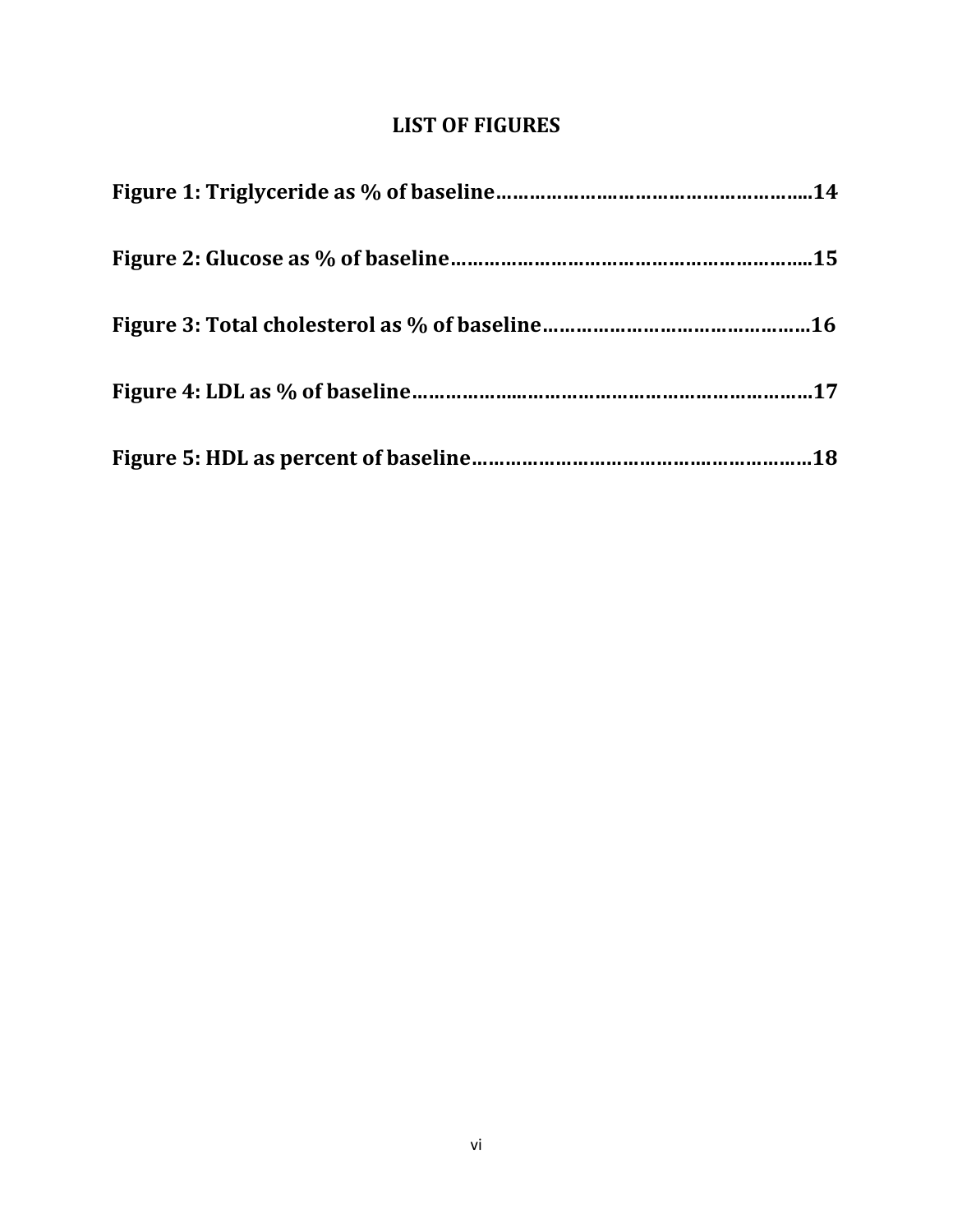# LIST OF FIGURES

**Figure 1: Triglyceride as % of baseline……………………………………………….....14**

**Figure 2: Glucose as % of baseline…………………………………………………….....15**

**Figure 3: Total cholesterol as % of baseline………………………………………16**

**Figure 4: LDL as % of baseline………………………………………………………………17**

**Figure 5: HDL as percent of baseline……………………………………………………18**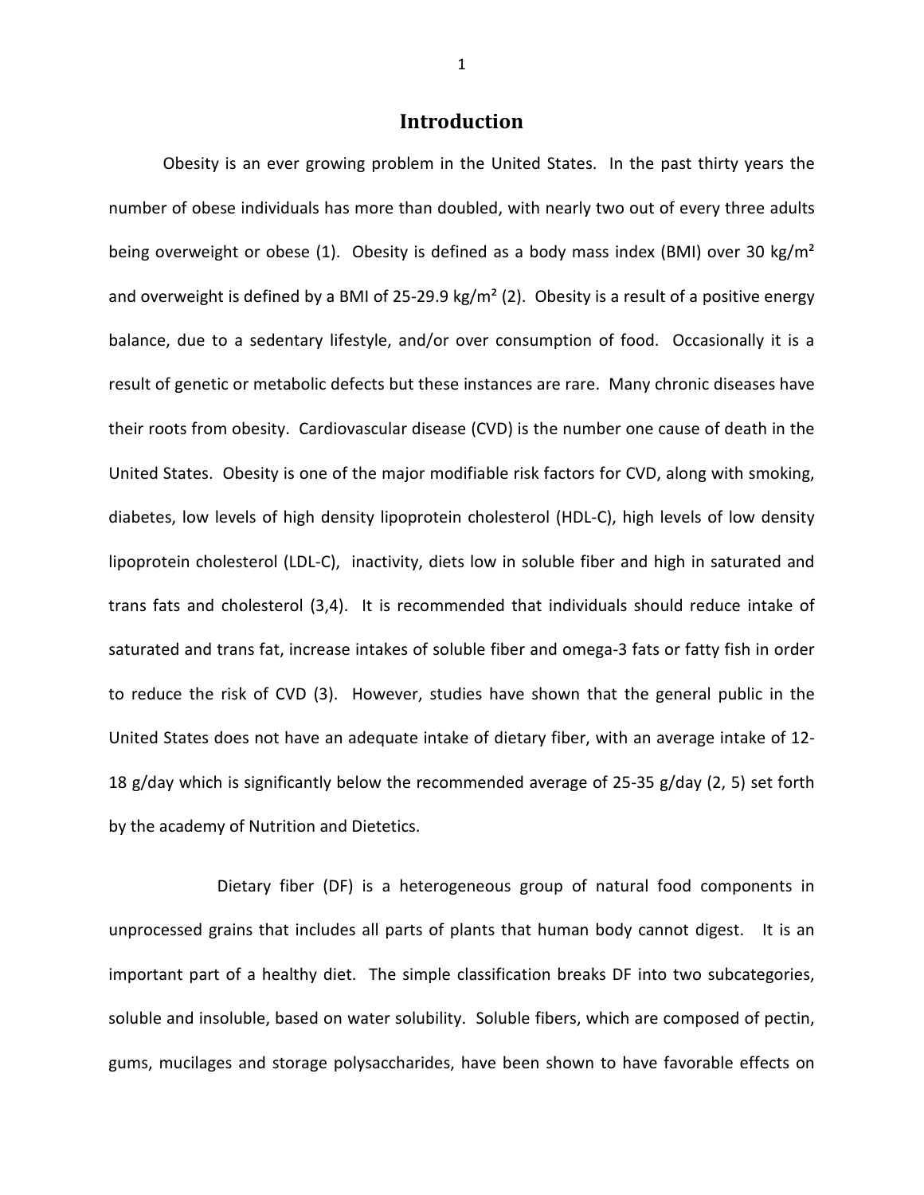# Introduction

Obesity is an ever growing problem in the United States. In the past thirty years the number of obese individuals has more than doubled, with nearly two out of every three adults being overweight or obese (1). Obesity is defined as a body mass index (BMI) over 30 kg/m² and overweight is defined by a BMI of 25-29.9 kg/m² (2). Obesity is a result of a positive energy balance, due to a sedentary lifestyle, and/or over consumption of food. Occasionally it is a result of genetic or metabolic defects but these instances are rare. Many chronic diseases have their roots from obesity. Cardiovascular disease (CVD) is the number one cause of death in the United States. Obesity is one of the major modifiable risk factors for CVD, along with smoking, diabetes, low levels of high density lipoprotein cholesterol (HDL-C), high levels of low density lipoprotein cholesterol (LDL-C), inactivity, diets low in soluble fiber and high in saturated and trans fats and cholesterol (3,4). It is recommended that individuals should reduce intake of saturated and trans fat, increase intakes of soluble fiber and omega-3 fats or fatty fish in order to reduce the risk of CVD (3). However, studies have shown that the general public in the United States does not have an adequate intake of dietary fiber, with an average intake of 12-18 g/day which is significantly below the recommended average of 25-35 g/day (2, 5) set forth by the academy of Nutrition and Dietetics.

Dietary fiber (DF) is a heterogeneous group of natural food components in unprocessed grains that includes all parts of plants that human body cannot digest. It is an important part of a healthy diet. The simple classification breaks DF into two subcategories, soluble and insoluble, based on water solubility. Soluble fibers, which are composed of pectin, gums, mucilages and storage polysaccharides, have been shown to have favorable effects on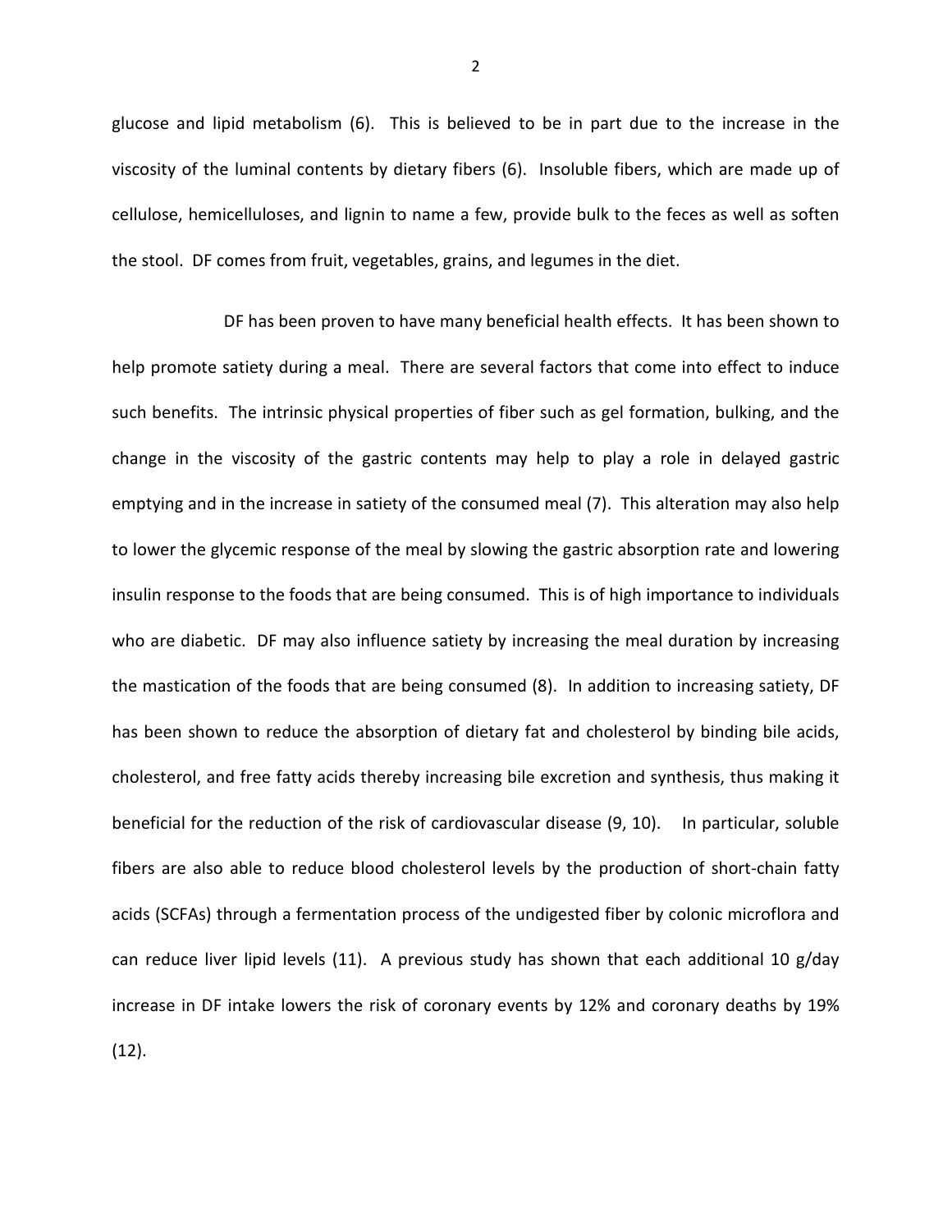glucose and lipid metabolism (6). This is believed to be in part due to the increase in the viscosity of the luminal contents by dietary fibers (6). Insoluble fibers, which are made up of cellulose, hemicelluloses, and lignin to name a few, provide bulk to the feces as well as soften the stool. DF comes from fruit, vegetables, grains, and legumes in the diet.

DF has been proven to have many beneficial health effects. It has been shown to help promote satiety during a meal. There are several factors that come into effect to induce such benefits. The intrinsic physical properties of fiber such as gel formation, bulking, and the change in the viscosity of the gastric contents may help to play a role in delayed gastric emptying and in the increase in satiety of the consumed meal (7). This alteration may also help to lower the glycemic response of the meal by slowing the gastric absorption rate and lowering insulin response to the foods that are being consumed. This is of high importance to individuals who are diabetic. DF may also influence satiety by increasing the meal duration by increasing the mastication of the foods that are being consumed (8). In addition to increasing satiety, DF has been shown to reduce the absorption of dietary fat and cholesterol by binding bile acids, cholesterol, and free fatty acids thereby increasing bile excretion and synthesis, thus making it beneficial for the reduction of the risk of cardiovascular disease (9, 10). In particular, soluble fibers are also able to reduce blood cholesterol levels by the production of short-chain fatty acids (SCFAs) through a fermentation process of the undigested fiber by colonic microflora and can reduce liver lipid levels (11). A previous study has shown that each additional 10 g/day increase in DF intake lowers the risk of coronary events by 12% and coronary deaths by 19% (12).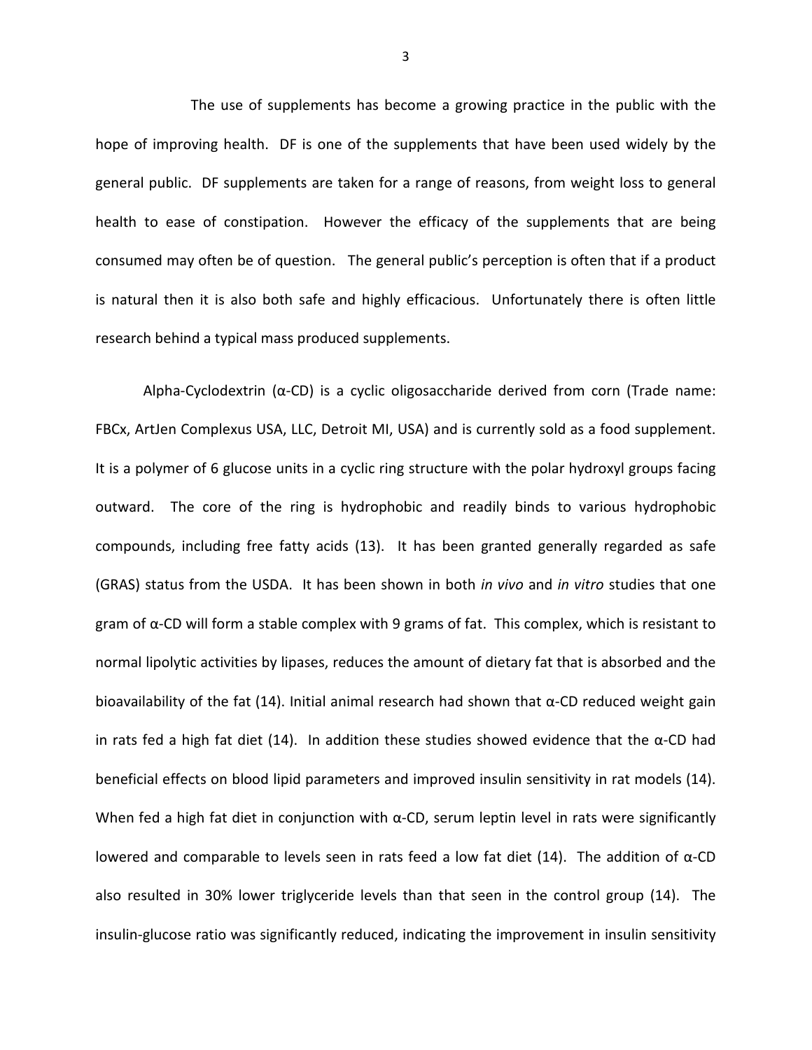The use of supplements has become a growing practice in the public with the hope of improving health. DF is one of the supplements that have been used widely by the general public. DF supplements are taken for a range of reasons, from weight loss to general health to ease of constipation. However the efficacy of the supplements that are being consumed may often be of question. The general public's perception is often that if a product is natural then it is also both safe and highly efficacious. Unfortunately there is often little research behind a typical mass produced supplements.

Alpha-Cyclodextrin (α-CD) is a cyclic oligosaccharide derived from corn (Trade name: FBCx, ArtJen Complexus USA, LLC, Detroit MI, USA) and is currently sold as a food supplement. It is a polymer of 6 glucose units in a cyclic ring structure with the polar hydroxyl groups facing outward. The core of the ring is hydrophobic and readily binds to various hydrophobic compounds, including free fatty acids (13). It has been granted generally regarded as safe (GRAS) status from the USDA. It has been shown in both *in vivo* and *in vitro* studies that one gram of α-CD will form a stable complex with 9 grams of fat. This complex, which is resistant to normal lipolytic activities by lipases, reduces the amount of dietary fat that is absorbed and the bioavailability of the fat (14). Initial animal research had shown that α-CD reduced weight gain in rats fed a high fat diet (14). In addition these studies showed evidence that the α-CD had beneficial effects on blood lipid parameters and improved insulin sensitivity in rat models (14). When fed a high fat diet in conjunction with α-CD, serum leptin level in rats were significantly lowered and comparable to levels seen in rats feed a low fat diet (14). The addition of α-CD also resulted in 30% lower triglyceride levels than that seen in the control group (14). The insulin-glucose ratio was significantly reduced, indicating the improvement in insulin sensitivity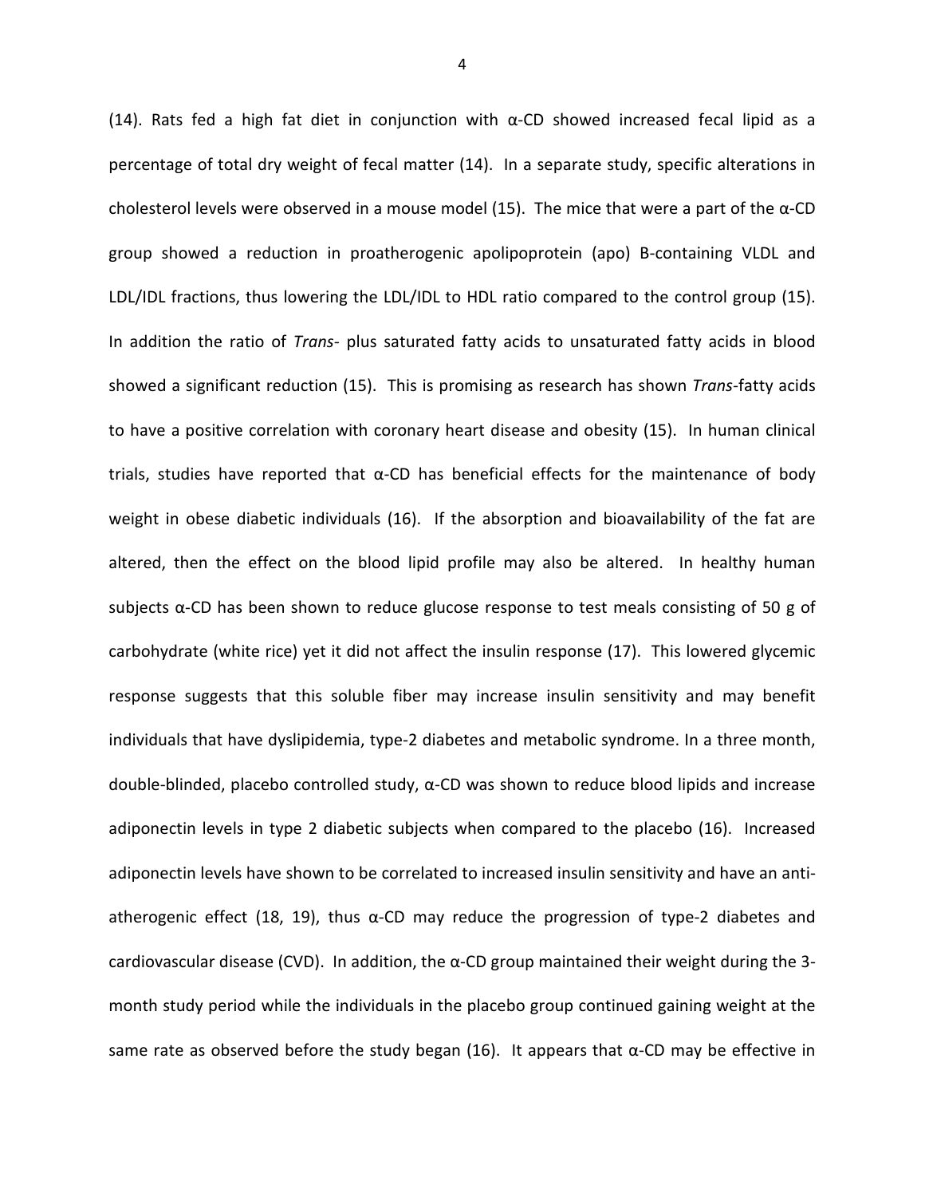(14). Rats fed a high fat diet in conjunction with α-CD showed increased fecal lipid as a percentage of total dry weight of fecal matter (14). In a separate study, specific alterations in cholesterol levels were observed in a mouse model (15). The mice that were a part of the α-CD group showed a reduction in proatherogenic apolipoprotein (apo) B-containing VLDL and LDL/IDL fractions, thus lowering the LDL/IDL to HDL ratio compared to the control group (15). In addition the ratio of *Trans*- plus saturated fatty acids to unsaturated fatty acids in blood showed a significant reduction (15). This is promising as research has shown *Trans*-fatty acids to have a positive correlation with coronary heart disease and obesity (15). In human clinical trials, studies have reported that α-CD has beneficial effects for the maintenance of body weight in obese diabetic individuals (16). If the absorption and bioavailability of the fat are altered, then the effect on the blood lipid profile may also be altered. In healthy human subjects α-CD has been shown to reduce glucose response to test meals consisting of 50 g of carbohydrate (white rice) yet it did not affect the insulin response (17). This lowered glycemic response suggests that this soluble fiber may increase insulin sensitivity and may benefit individuals that have dyslipidemia, type-2 diabetes and metabolic syndrome. In a three month, double-blinded, placebo controlled study, α-CD was shown to reduce blood lipids and increase adiponectin levels in type 2 diabetic subjects when compared to the placebo (16). Increased adiponectin levels have shown to be correlated to increased insulin sensitivity and have an anti-atherogenic effect (18, 19), thus α-CD may reduce the progression of type-2 diabetes and cardiovascular disease (CVD). In addition, the α-CD group maintained their weight during the 3-month study period while the individuals in the placebo group continued gaining weight at the same rate as observed before the study began (16). It appears that α-CD may be effective in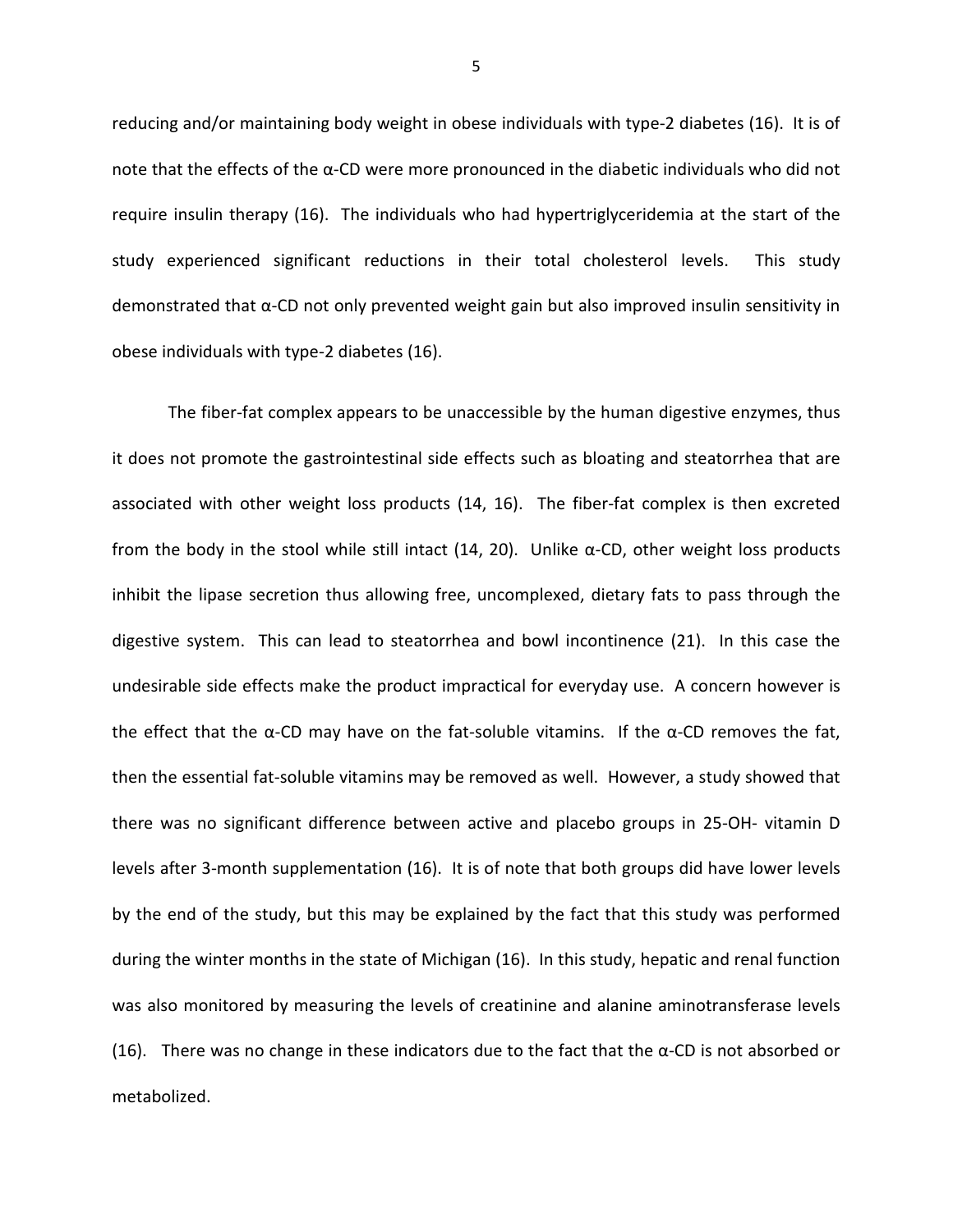reducing and/or maintaining body weight in obese individuals with type-2 diabetes (16). It is of note that the effects of the α-CD were more pronounced in the diabetic individuals who did not require insulin therapy (16). The individuals who had hypertriglyceridemia at the start of the study experienced significant reductions in their total cholesterol levels. This study demonstrated that α-CD not only prevented weight gain but also improved insulin sensitivity in obese individuals with type-2 diabetes (16).

The fiber-fat complex appears to be unaccessible by the human digestive enzymes, thus it does not promote the gastrointestinal side effects such as bloating and steatorrhea that are associated with other weight loss products (14, 16). The fiber-fat complex is then excreted from the body in the stool while still intact (14, 20). Unlike α-CD, other weight loss products inhibit the lipase secretion thus allowing free, uncomplexed, dietary fats to pass through the digestive system. This can lead to steatorrhea and bowl incontinence (21). In this case the undesirable side effects make the product impractical for everyday use. A concern however is the effect that the α-CD may have on the fat-soluble vitamins. If the α-CD removes the fat, then the essential fat-soluble vitamins may be removed as well. However, a study showed that there was no significant difference between active and placebo groups in 25-OH- vitamin D levels after 3-month supplementation (16). It is of note that both groups did have lower levels by the end of the study, but this may be explained by the fact that this study was performed during the winter months in the state of Michigan (16). In this study, hepatic and renal function was also monitored by measuring the levels of creatinine and alanine aminotransferase levels (16). There was no change in these indicators due to the fact that the α-CD is not absorbed or metabolized.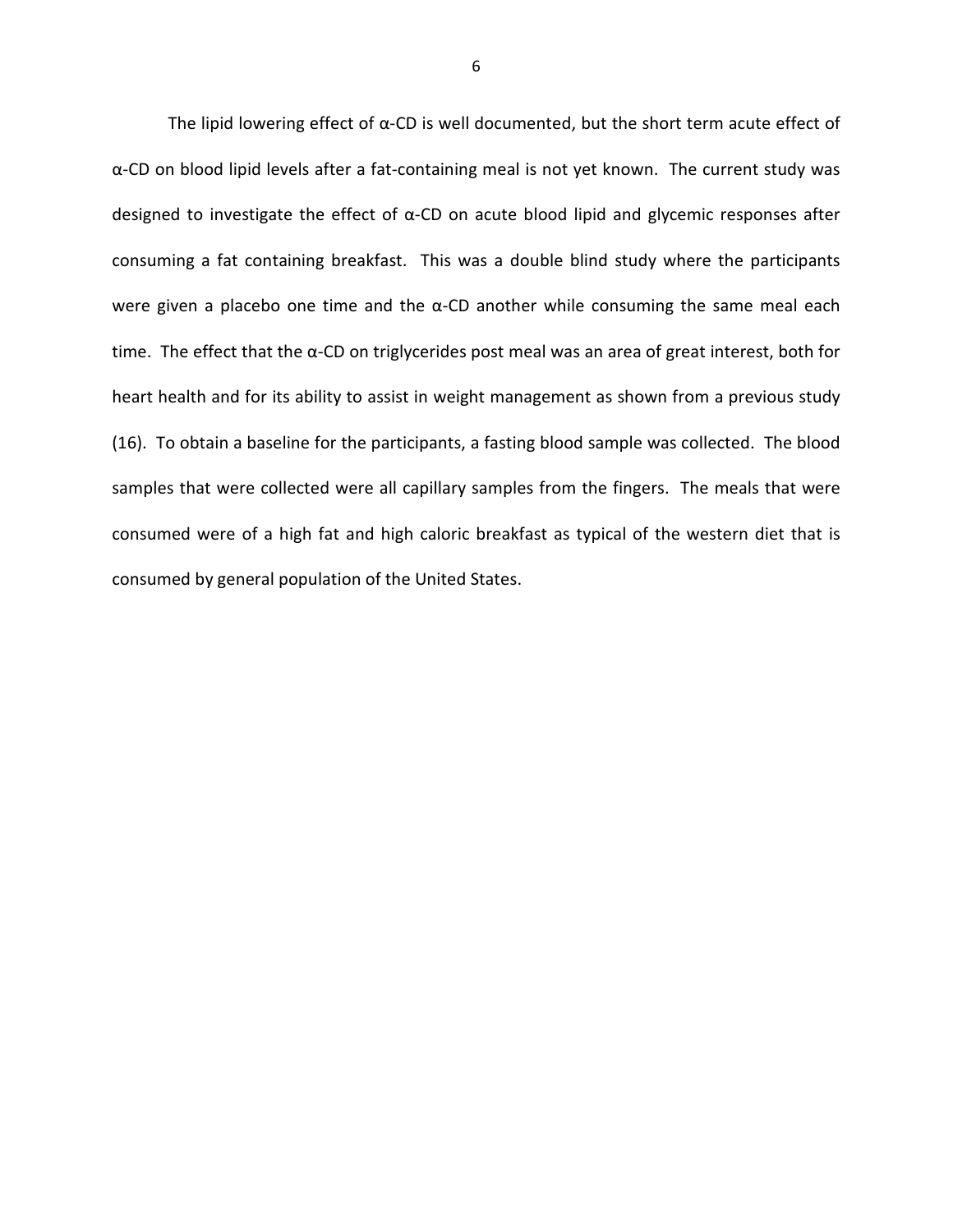The lipid lowering effect of α-CD is well documented, but the short term acute effect of α-CD on blood lipid levels after a fat-containing meal is not yet known. The current study was designed to investigate the effect of α-CD on acute blood lipid and glycemic responses after consuming a fat containing breakfast. This was a double blind study where the participants were given a placebo one time and the α-CD another while consuming the same meal each time. The effect that the α-CD on triglycerides post meal was an area of great interest, both for heart health and for its ability to assist in weight management as shown from a previous study (16). To obtain a baseline for the participants, a fasting blood sample was collected. The blood samples that were collected were all capillary samples from the fingers. The meals that were consumed were of a high fat and high caloric breakfast as typical of the western diet that is consumed by general population of the United States.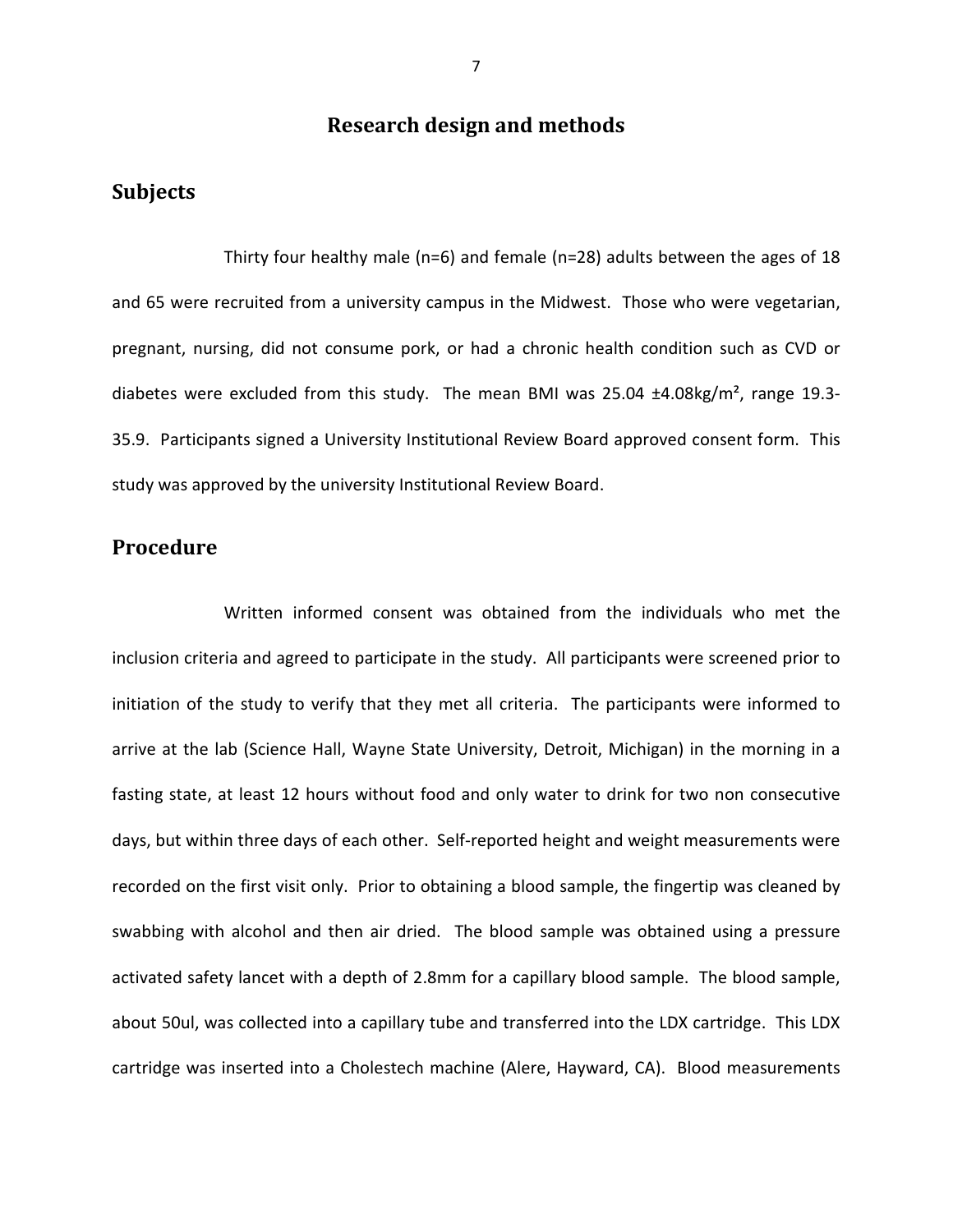## Research design and methods

### Subjects

Thirty four healthy male (n=6) and female (n=28) adults between the ages of 18 and 65 were recruited from a university campus in the Midwest. Those who were vegetarian, pregnant, nursing, did not consume pork, or had a chronic health condition such as CVD or diabetes were excluded from this study. The mean BMI was 25.04 ±4.08kg/m², range 19.3-35.9. Participants signed a University Institutional Review Board approved consent form. This study was approved by the university Institutional Review Board.

### Procedure

Written informed consent was obtained from the individuals who met the inclusion criteria and agreed to participate in the study. All participants were screened prior to initiation of the study to verify that they met all criteria. The participants were informed to arrive at the lab (Science Hall, Wayne State University, Detroit, Michigan) in the morning in a fasting state, at least 12 hours without food and only water to drink for two non consecutive days, but within three days of each other. Self-reported height and weight measurements were recorded on the first visit only. Prior to obtaining a blood sample, the fingertip was cleaned by swabbing with alcohol and then air dried. The blood sample was obtained using a pressure activated safety lancet with a depth of 2.8mm for a capillary blood sample. The blood sample, about 50ul, was collected into a capillary tube and transferred into the LDX cartridge. This LDX cartridge was inserted into a Cholestech machine (Alere, Hayward, CA). Blood measurements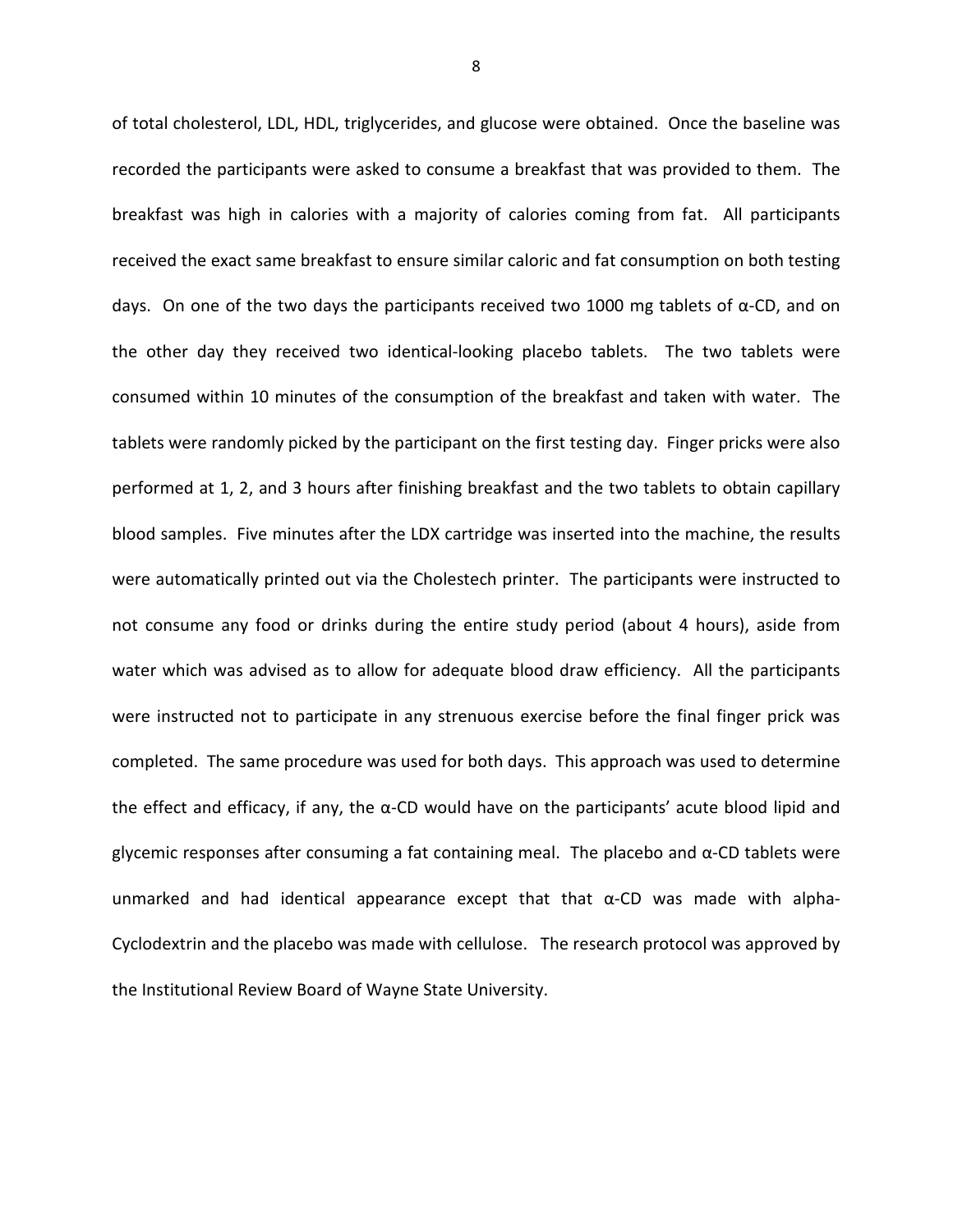of total cholesterol, LDL, HDL, triglycerides, and glucose were obtained. Once the baseline was recorded the participants were asked to consume a breakfast that was provided to them. The breakfast was high in calories with a majority of calories coming from fat. All participants received the exact same breakfast to ensure similar caloric and fat consumption on both testing days. On one of the two days the participants received two 1000 mg tablets of α-CD, and on the other day they received two identical-looking placebo tablets. The two tablets were consumed within 10 minutes of the consumption of the breakfast and taken with water. The tablets were randomly picked by the participant on the first testing day. Finger pricks were also performed at 1, 2, and 3 hours after finishing breakfast and the two tablets to obtain capillary blood samples. Five minutes after the LDX cartridge was inserted into the machine, the results were automatically printed out via the Cholestech printer. The participants were instructed to not consume any food or drinks during the entire study period (about 4 hours), aside from water which was advised as to allow for adequate blood draw efficiency. All the participants were instructed not to participate in any strenuous exercise before the final finger prick was completed. The same procedure was used for both days. This approach was used to determine the effect and efficacy, if any, the α-CD would have on the participants' acute blood lipid and glycemic responses after consuming a fat containing meal. The placebo and α-CD tablets were unmarked and had identical appearance except that that α-CD was made with alpha-Cyclodextrin and the placebo was made with cellulose. The research protocol was approved by the Institutional Review Board of Wayne State University.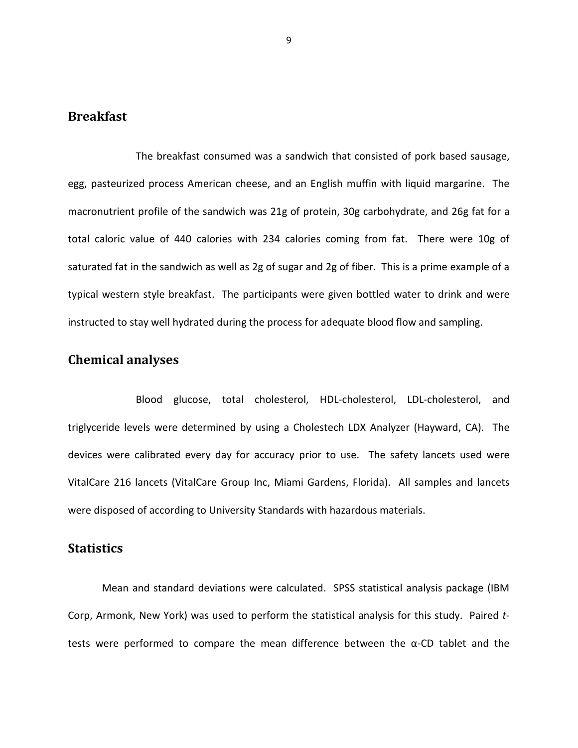## Breakfast

The breakfast consumed was a sandwich that consisted of pork based sausage, egg, pasteurized process American cheese, and an English muffin with liquid margarine. The macronutrient profile of the sandwich was 21g of protein, 30g carbohydrate, and 26g fat for a total caloric value of 440 calories with 234 calories coming from fat. There were 10g of saturated fat in the sandwich as well as 2g of sugar and 2g of fiber. This is a prime example of a typical western style breakfast. The participants were given bottled water to drink and were instructed to stay well hydrated during the process for adequate blood flow and sampling.

## Chemical analyses

Blood glucose, total cholesterol, HDL-cholesterol, LDL-cholesterol, and triglyceride levels were determined by using a Cholestech LDX Analyzer (Hayward, CA). The devices were calibrated every day for accuracy prior to use. The safety lancets used were VitalCare 216 lancets (VitalCare Group Inc, Miami Gardens, Florida). All samples and lancets were disposed of according to University Standards with hazardous materials.

## Statistics

Mean and standard deviations were calculated. SPSS statistical analysis package (IBM Corp, Armonk, New York) was used to perform the statistical analysis for this study. Paired *t*-tests were performed to compare the mean difference between the α-CD tablet and the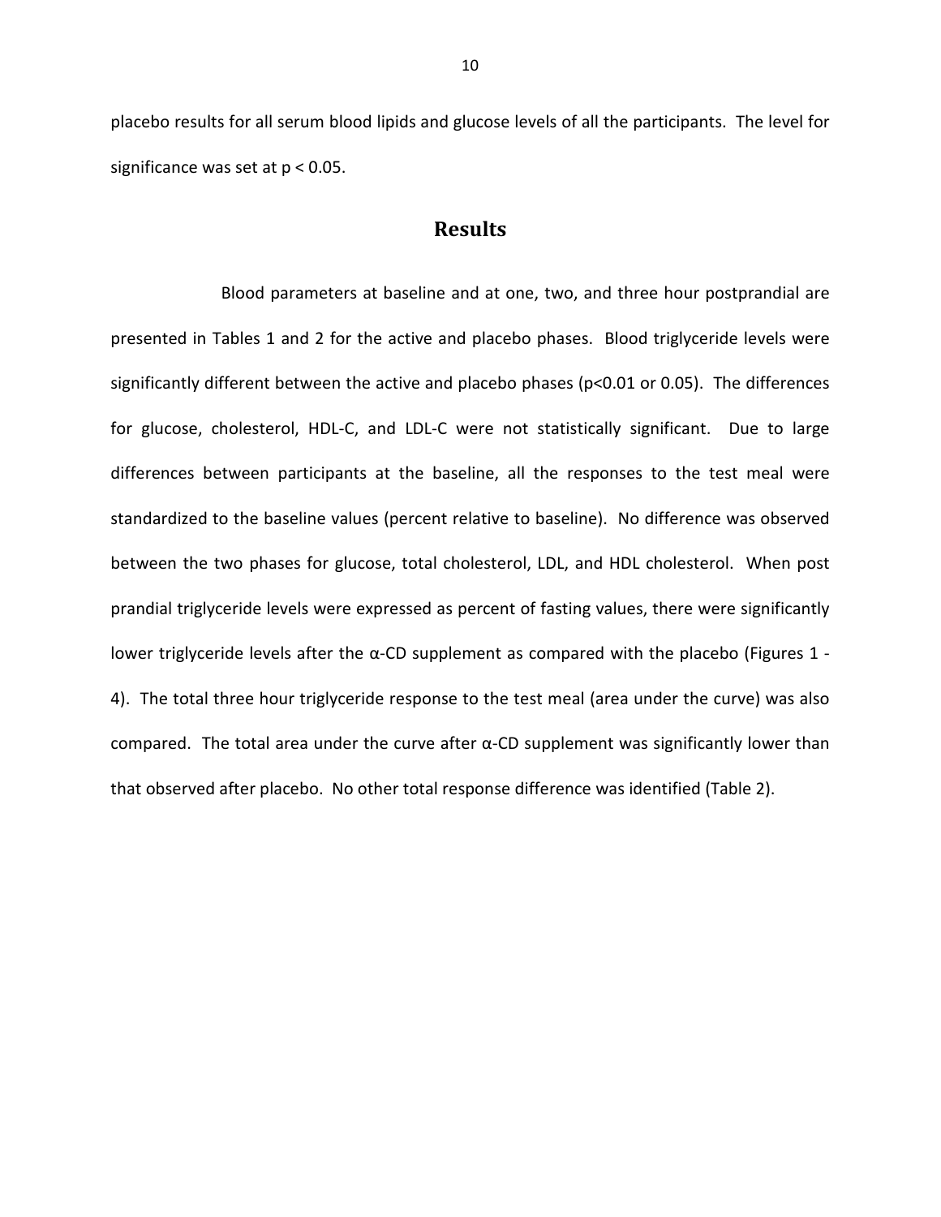placebo results for all serum blood lipids and glucose levels of all the participants. The level for significance was set at $p < 0.05$.

## Results

Blood parameters at baseline and at one, two, and three hour postprandial are presented in Tables 1 and 2 for the active and placebo phases. Blood triglyceride levels were significantly different between the active and placebo phases ($p<0.01$ or 0.05). The differences for glucose, cholesterol, HDL-C, and LDL-C were not statistically significant. Due to large differences between participants at the baseline, all the responses to the test meal were standardized to the baseline values (percent relative to baseline). No difference was observed between the two phases for glucose, total cholesterol, LDL, and HDL cholesterol. When post prandial triglyceride levels were expressed as percent of fasting values, there were significantly lower triglyceride levels after the α-CD supplement as compared with the placebo (Figures 1 - 4). The total three hour triglyceride response to the test meal (area under the curve) was also compared. The total area under the curve after α-CD supplement was significantly lower than that observed after placebo. No other total response difference was identified (Table 2).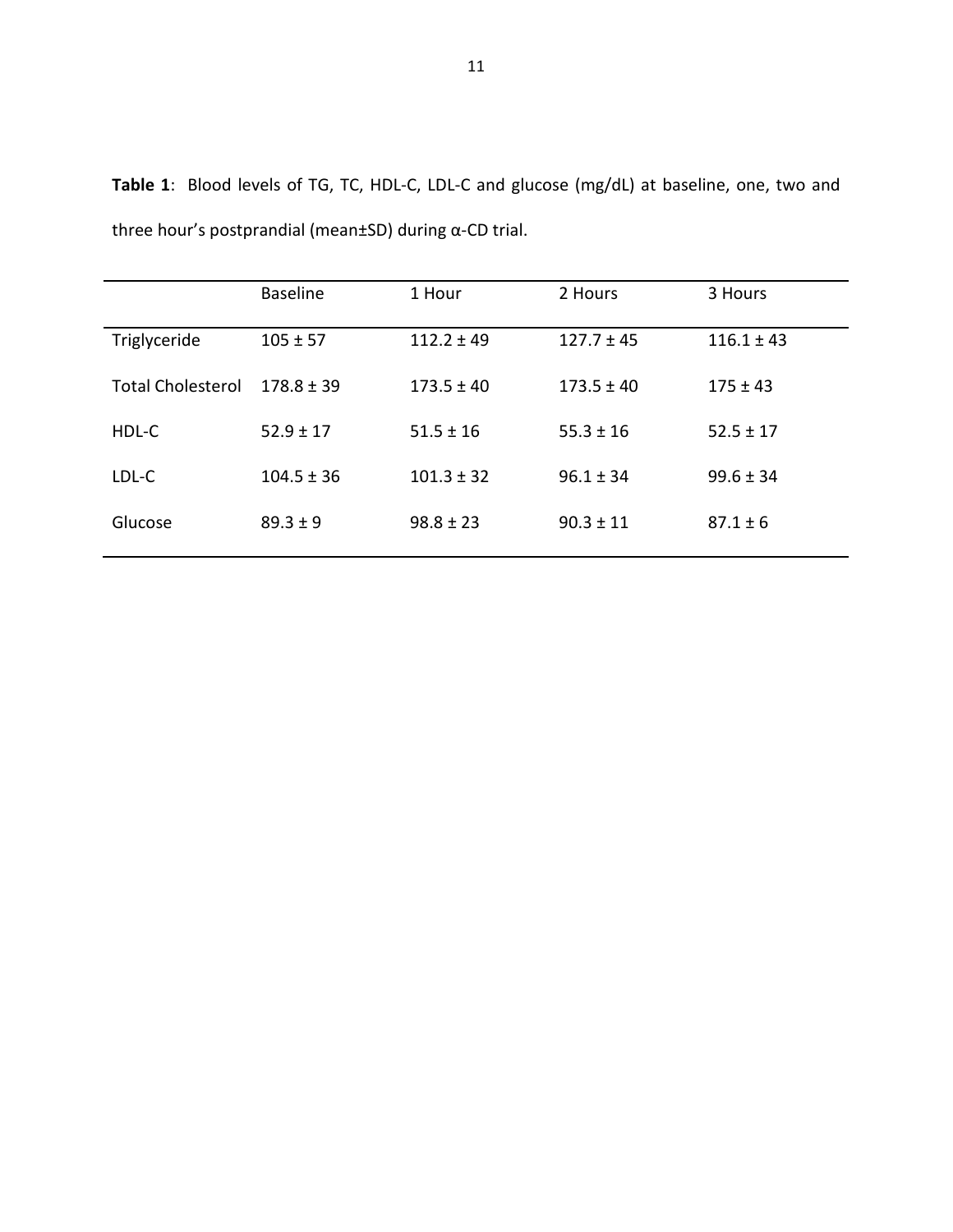**Table 1**: Blood levels of TG, TC, HDL-C, LDL-C and glucose (mg/dL) at baseline, one, two and three hour's postprandial (mean±SD) during α-CD trial.

| | Baseline | 1 Hour | 2 Hours | 3 Hours |
|---|---|---|---|---|
| Triglyceride | 105 ± 57 | 112.2 ± 49 | 127.7 ± 45 | 116.1 ± 43 |
| Total Cholesterol | 178.8 ± 39 | 173.5 ± 40 | 173.5 ± 40 | 175 ± 43 |
| HDL-C | 52.9 ± 17 | 51.5 ± 16 | 55.3 ± 16 | 52.5 ± 17 |
| LDL-C | 104.5 ± 36 | 101.3 ± 32 | 96.1 ± 34 | 99.6 ± 34 |
| Glucose | 89.3 ± 9 | 98.8 ± 23 | 90.3 ± 11 | 87.1 ± 6 |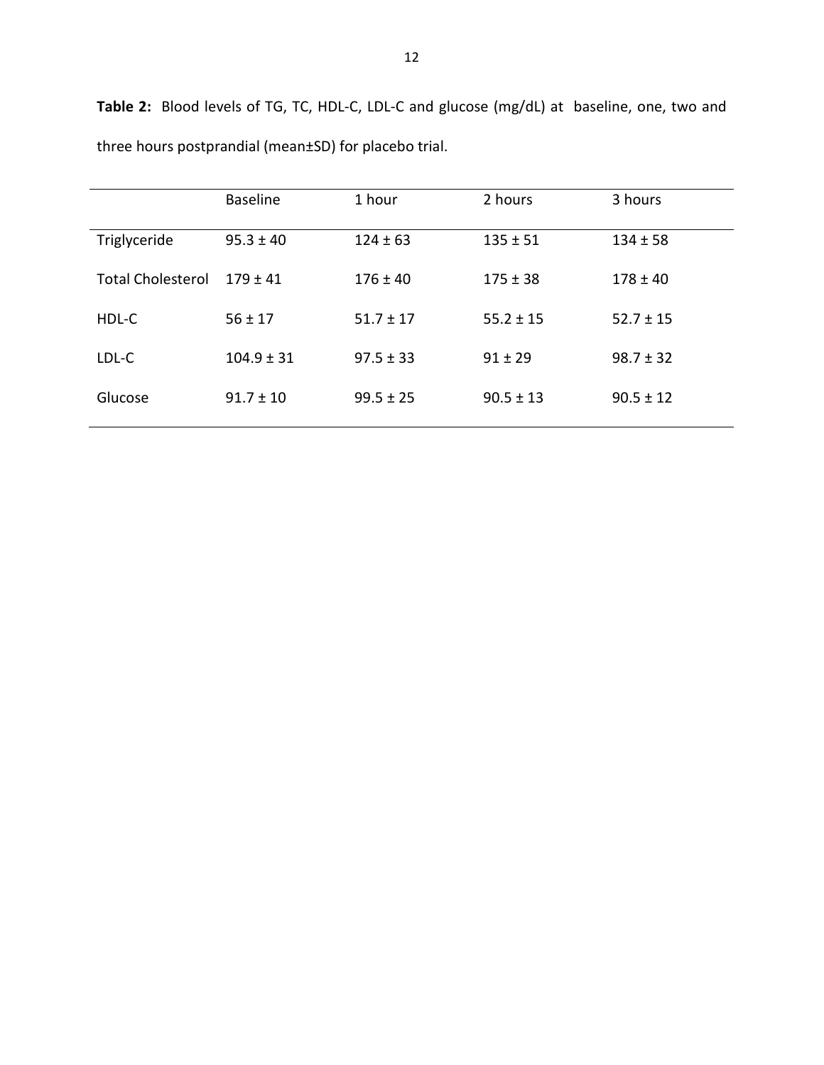**Table 2:** Blood levels of TG, TC, HDL-C, LDL-C and glucose (mg/dL) at baseline, one, two and three hours postprandial (mean±SD) for placebo trial.

| | Baseline | 1 hour | 2 hours | 3 hours |
|---|---|---|---|---|
| Triglyceride | 95.3 ± 40 | 124 ± 63 | 135 ± 51 | 134 ± 58 |
| Total Cholesterol | 179 ± 41 | 176 ± 40 | 175 ± 38 | 178 ± 40 |
| HDL-C | 56 ± 17 | 51.7 ± 17 | 55.2 ± 15 | 52.7 ± 15 |
| LDL-C | 104.9 ± 31 | 97.5 ± 33 | 91 ± 29 | 98.7 ± 32 |
| Glucose | 91.7 ± 10 | 99.5 ± 25 | 90.5 ± 13 | 90.5 ± 12 |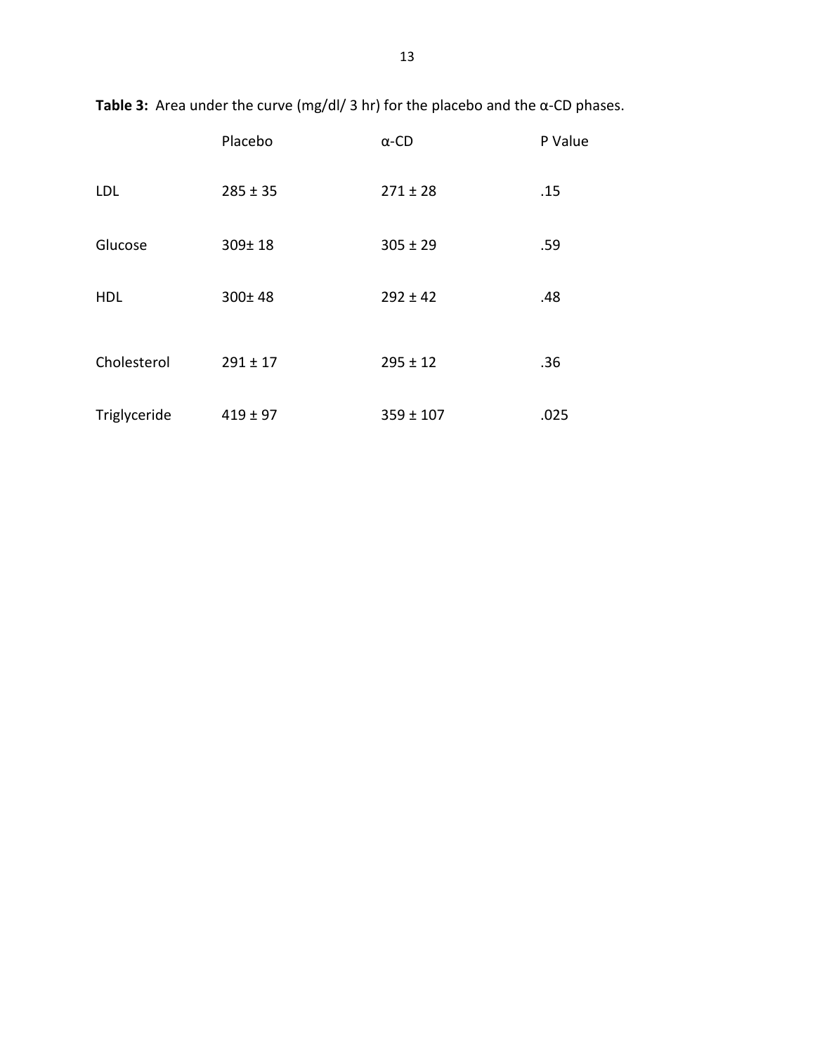**Table 3:** Area under the curve (mg/dl/ 3 hr) for the placebo and the α-CD phases.

| | Placebo | α-CD | P Value |
|---|---|---|---|
| LDL | 285 ± 35 | 271 ± 28 | .15 |
| Glucose | 309± 18 | 305 ± 29 | .59 |
| HDL | 300± 48 | 292 ± 42 | .48 |
| Cholesterol | 291 ± 17 | 295 ± 12 | .36 |
| Triglyceride | 419 ± 97 | 359 ± 107 | .025 |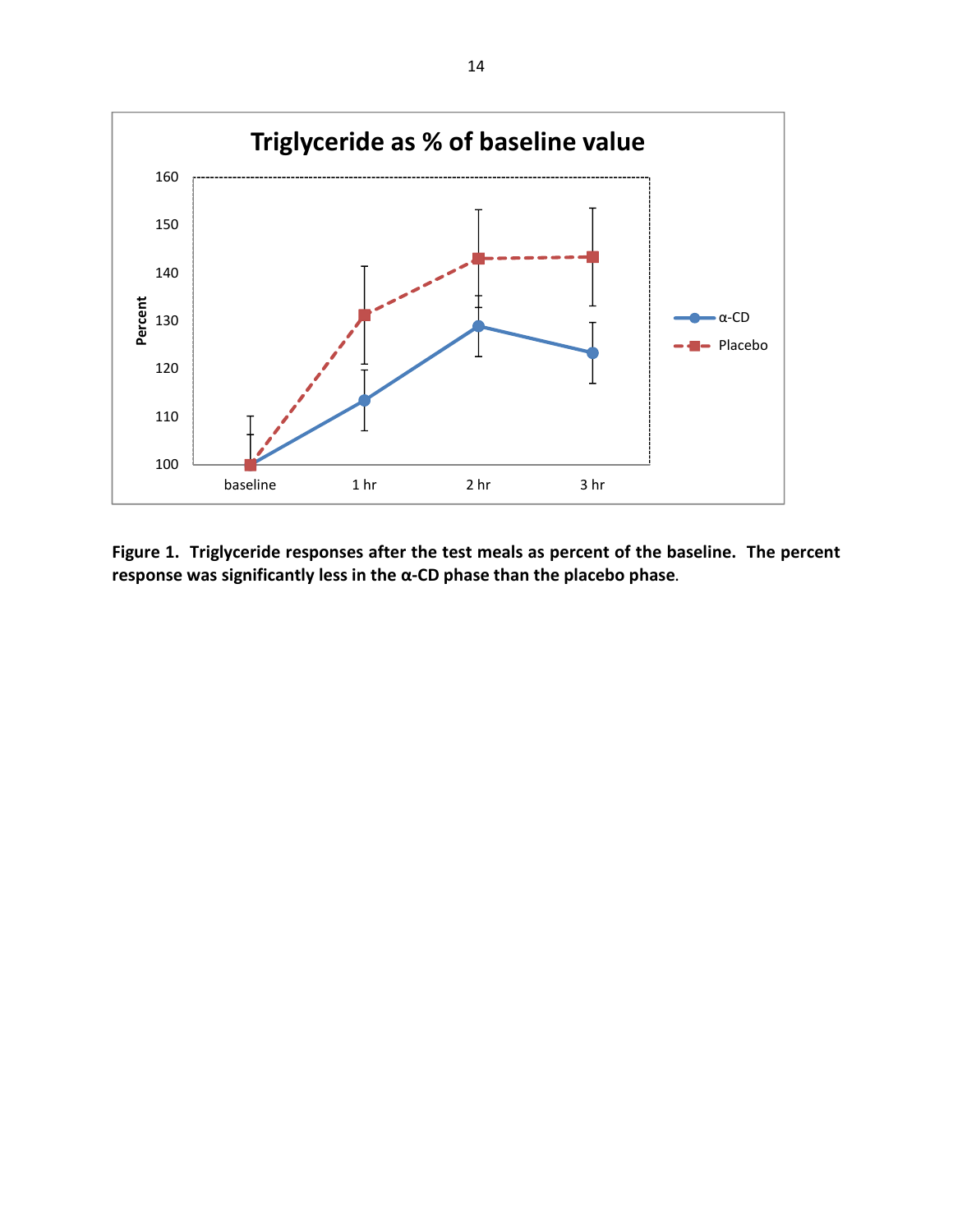**Figure 1. Triglyceride responses after the test meals as percent of the baseline. The percent response was significantly less in the α-CD phase than the placebo phase.**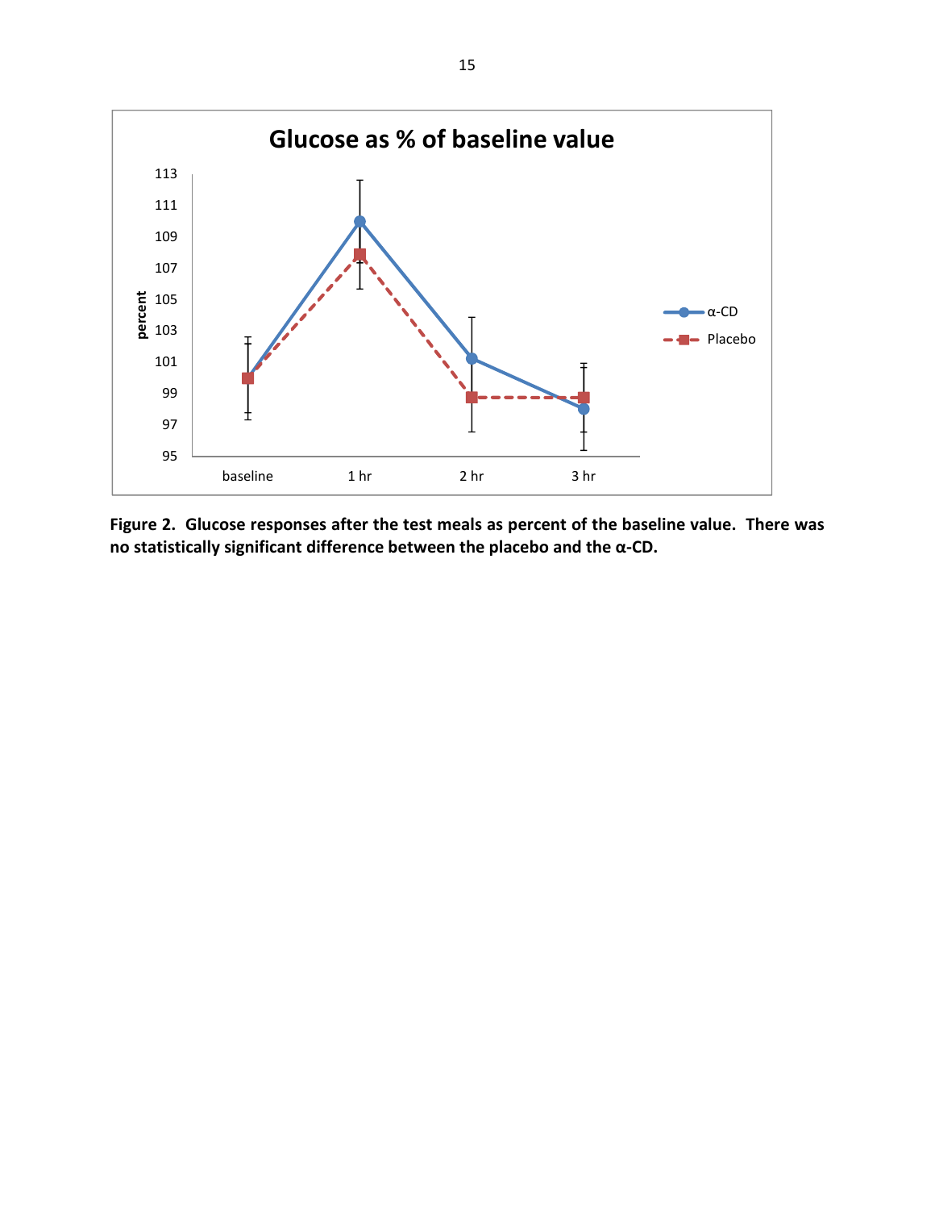**Figure 2. Glucose responses after the test meals as percent of the baseline value. There was no statistically significant difference between the placebo and the α-CD.**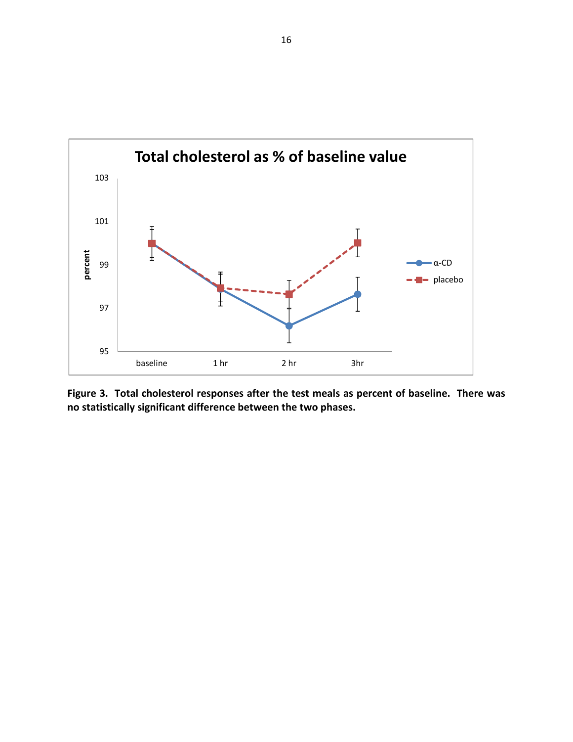**Figure 3. Total cholesterol responses after the test meals as percent of baseline. There was no statistically significant difference between the two phases.**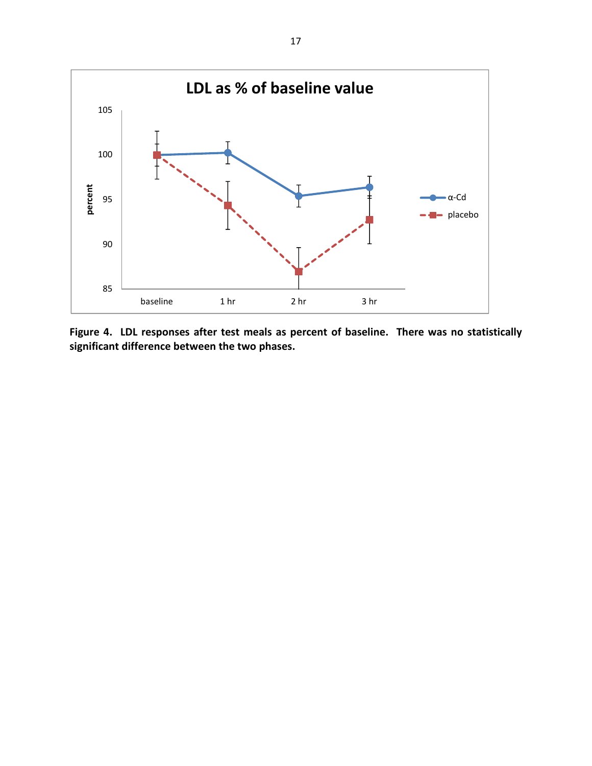**Figure 4. LDL responses after test meals as percent of baseline. There was no statistically significant difference between the two phases.**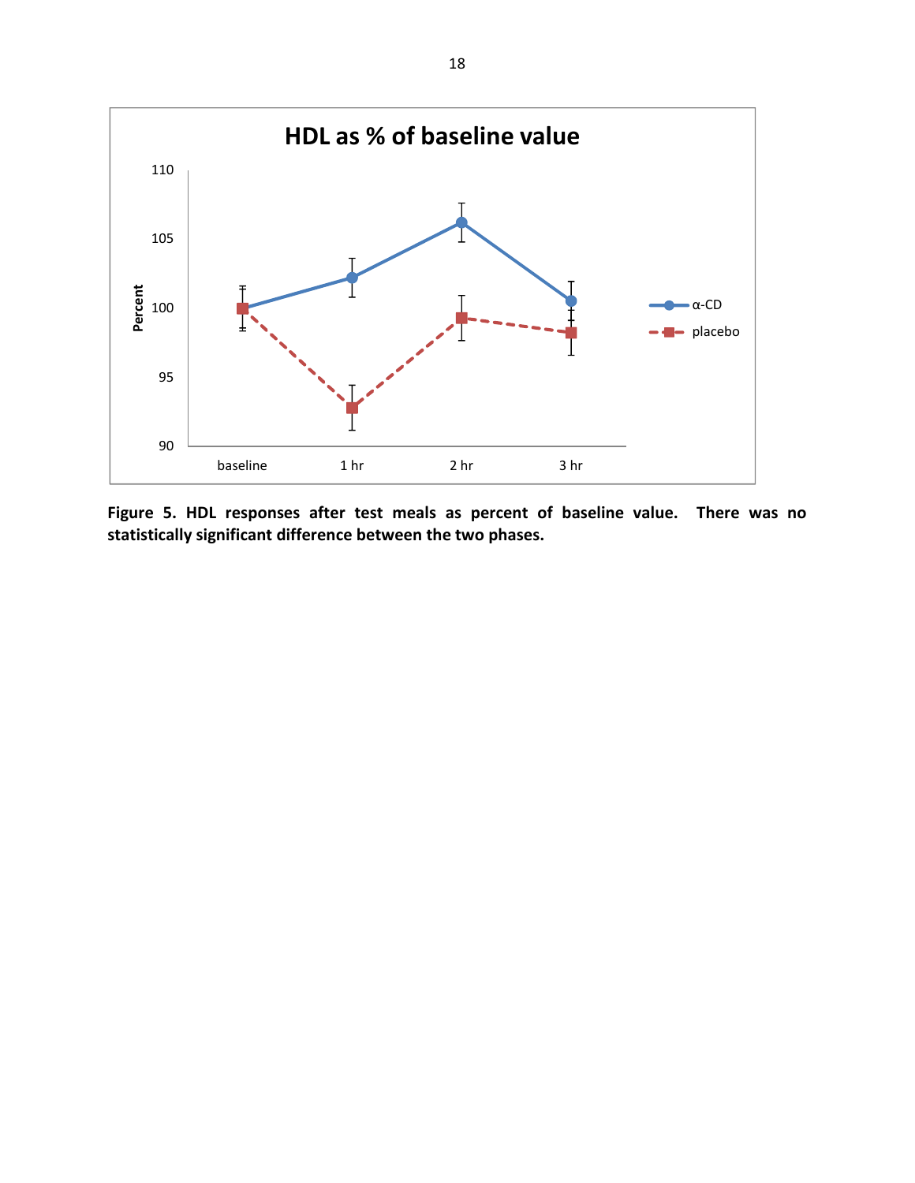**Figure 5. HDL responses after test meals as percent of baseline value. There was no statistically significant difference between the two phases.**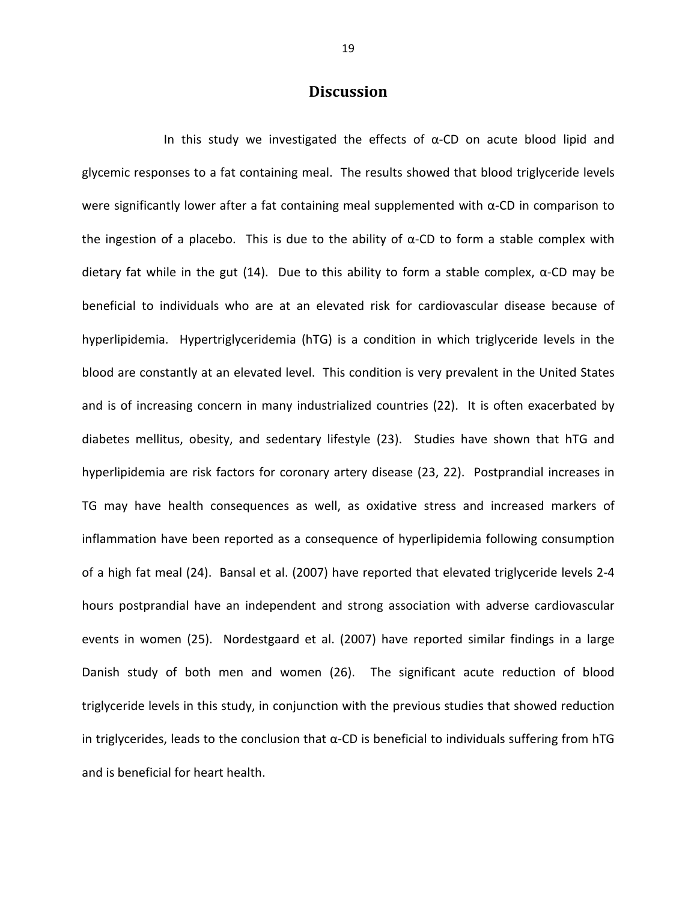# Discussion

In this study we investigated the effects of α-CD on acute blood lipid and glycemic responses to a fat containing meal. The results showed that blood triglyceride levels were significantly lower after a fat containing meal supplemented with α-CD in comparison to the ingestion of a placebo. This is due to the ability of α-CD to form a stable complex with dietary fat while in the gut (14). Due to this ability to form a stable complex, α-CD may be beneficial to individuals who are at an elevated risk for cardiovascular disease because of hyperlipidemia. Hypertriglyceridemia (hTG) is a condition in which triglyceride levels in the blood are constantly at an elevated level. This condition is very prevalent in the United States and is of increasing concern in many industrialized countries (22). It is often exacerbated by diabetes mellitus, obesity, and sedentary lifestyle (23). Studies have shown that hTG and hyperlipidemia are risk factors for coronary artery disease (23, 22). Postprandial increases in TG may have health consequences as well, as oxidative stress and increased markers of inflammation have been reported as a consequence of hyperlipidemia following consumption of a high fat meal (24). Bansal et al. (2007) have reported that elevated triglyceride levels 2-4 hours postprandial have an independent and strong association with adverse cardiovascular events in women (25). Nordestgaard et al. (2007) have reported similar findings in a large Danish study of both men and women (26). The significant acute reduction of blood triglyceride levels in this study, in conjunction with the previous studies that showed reduction in triglycerides, leads to the conclusion that α-CD is beneficial to individuals suffering from hTG and is beneficial for heart health.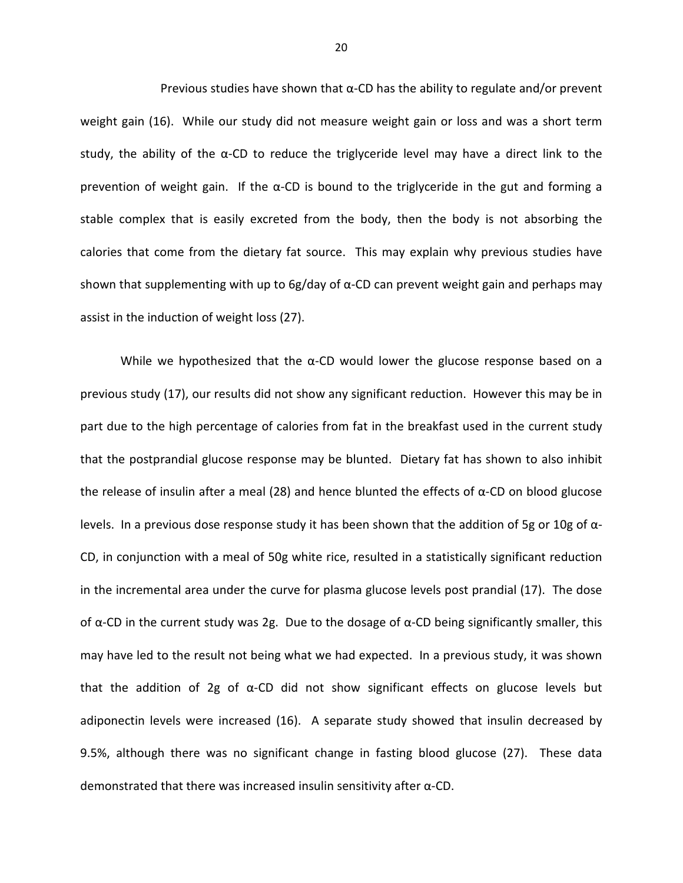Previous studies have shown that α-CD has the ability to regulate and/or prevent weight gain (16). While our study did not measure weight gain or loss and was a short term study, the ability of the α-CD to reduce the triglyceride level may have a direct link to the prevention of weight gain. If the α-CD is bound to the triglyceride in the gut and forming a stable complex that is easily excreted from the body, then the body is not absorbing the calories that come from the dietary fat source. This may explain why previous studies have shown that supplementing with up to 6g/day of α-CD can prevent weight gain and perhaps may assist in the induction of weight loss (27).

While we hypothesized that the α-CD would lower the glucose response based on a previous study (17), our results did not show any significant reduction. However this may be in part due to the high percentage of calories from fat in the breakfast used in the current study that the postprandial glucose response may be blunted. Dietary fat has shown to also inhibit the release of insulin after a meal (28) and hence blunted the effects of α-CD on blood glucose levels. In a previous dose response study it has been shown that the addition of 5g or 10g of α-CD, in conjunction with a meal of 50g white rice, resulted in a statistically significant reduction in the incremental area under the curve for plasma glucose levels post prandial (17). The dose of α-CD in the current study was 2g. Due to the dosage of α-CD being significantly smaller, this may have led to the result not being what we had expected. In a previous study, it was shown that the addition of 2g of α-CD did not show significant effects on glucose levels but adiponectin levels were increased (16). A separate study showed that insulin decreased by 9.5%, although there was no significant change in fasting blood glucose (27). These data demonstrated that there was increased insulin sensitivity after α-CD.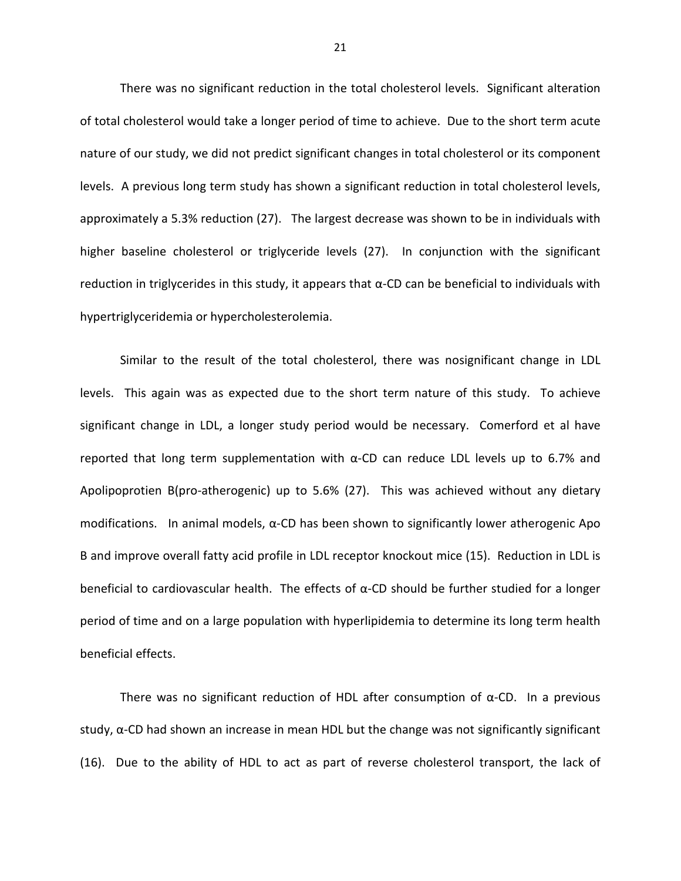There was no significant reduction in the total cholesterol levels. Significant alteration of total cholesterol would take a longer period of time to achieve. Due to the short term acute nature of our study, we did not predict significant changes in total cholesterol or its component levels. A previous long term study has shown a significant reduction in total cholesterol levels, approximately a 5.3% reduction (27). The largest decrease was shown to be in individuals with higher baseline cholesterol or triglyceride levels (27). In conjunction with the significant reduction in triglycerides in this study, it appears that α-CD can be beneficial to individuals with hypertriglyceridemia or hypercholesterolemia.

Similar to the result of the total cholesterol, there was nosignificant change in LDL levels. This again was as expected due to the short term nature of this study. To achieve significant change in LDL, a longer study period would be necessary. Comerford et al have reported that long term supplementation with α-CD can reduce LDL levels up to 6.7% and Apolipoprotien B(pro-atherogenic) up to 5.6% (27). This was achieved without any dietary modifications. In animal models, α-CD has been shown to significantly lower atherogenic Apo B and improve overall fatty acid profile in LDL receptor knockout mice (15). Reduction in LDL is beneficial to cardiovascular health. The effects of α-CD should be further studied for a longer period of time and on a large population with hyperlipidemia to determine its long term health beneficial effects.

There was no significant reduction of HDL after consumption of α-CD. In a previous study, α-CD had shown an increase in mean HDL but the change was not significantly significant (16). Due to the ability of HDL to act as part of reverse cholesterol transport, the lack of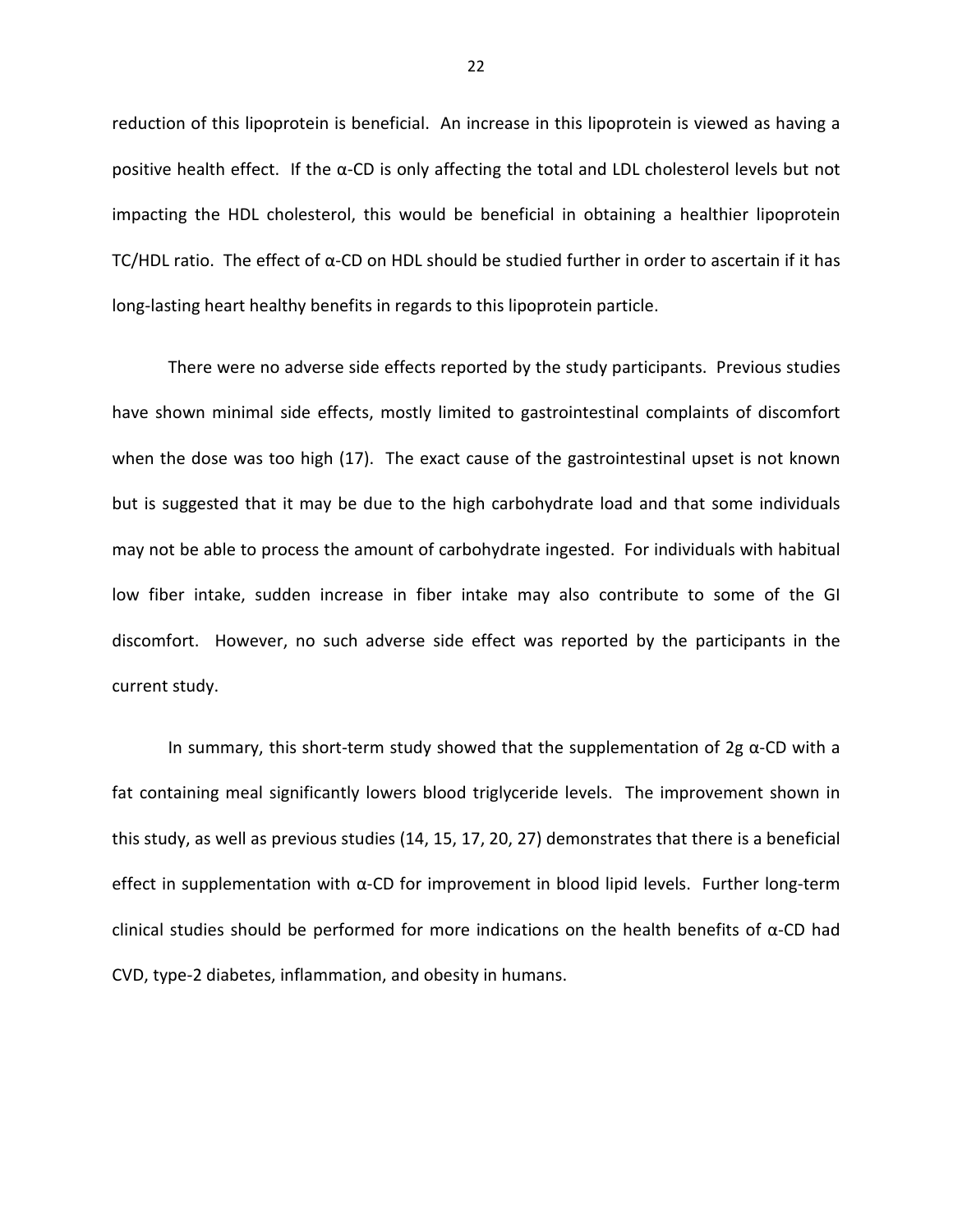reduction of this lipoprotein is beneficial. An increase in this lipoprotein is viewed as having a positive health effect. If the α-CD is only affecting the total and LDL cholesterol levels but not impacting the HDL cholesterol, this would be beneficial in obtaining a healthier lipoprotein TC/HDL ratio. The effect of α-CD on HDL should be studied further in order to ascertain if it has long-lasting heart healthy benefits in regards to this lipoprotein particle.

There were no adverse side effects reported by the study participants. Previous studies have shown minimal side effects, mostly limited to gastrointestinal complaints of discomfort when the dose was too high (17). The exact cause of the gastrointestinal upset is not known but is suggested that it may be due to the high carbohydrate load and that some individuals may not be able to process the amount of carbohydrate ingested. For individuals with habitual low fiber intake, sudden increase in fiber intake may also contribute to some of the GI discomfort. However, no such adverse side effect was reported by the participants in the current study.

In summary, this short-term study showed that the supplementation of 2g α-CD with a fat containing meal significantly lowers blood triglyceride levels. The improvement shown in this study, as well as previous studies (14, 15, 17, 20, 27) demonstrates that there is a beneficial effect in supplementation with α-CD for improvement in blood lipid levels. Further long-term clinical studies should be performed for more indications on the health benefits of α-CD had CVD, type-2 diabetes, inflammation, and obesity in humans.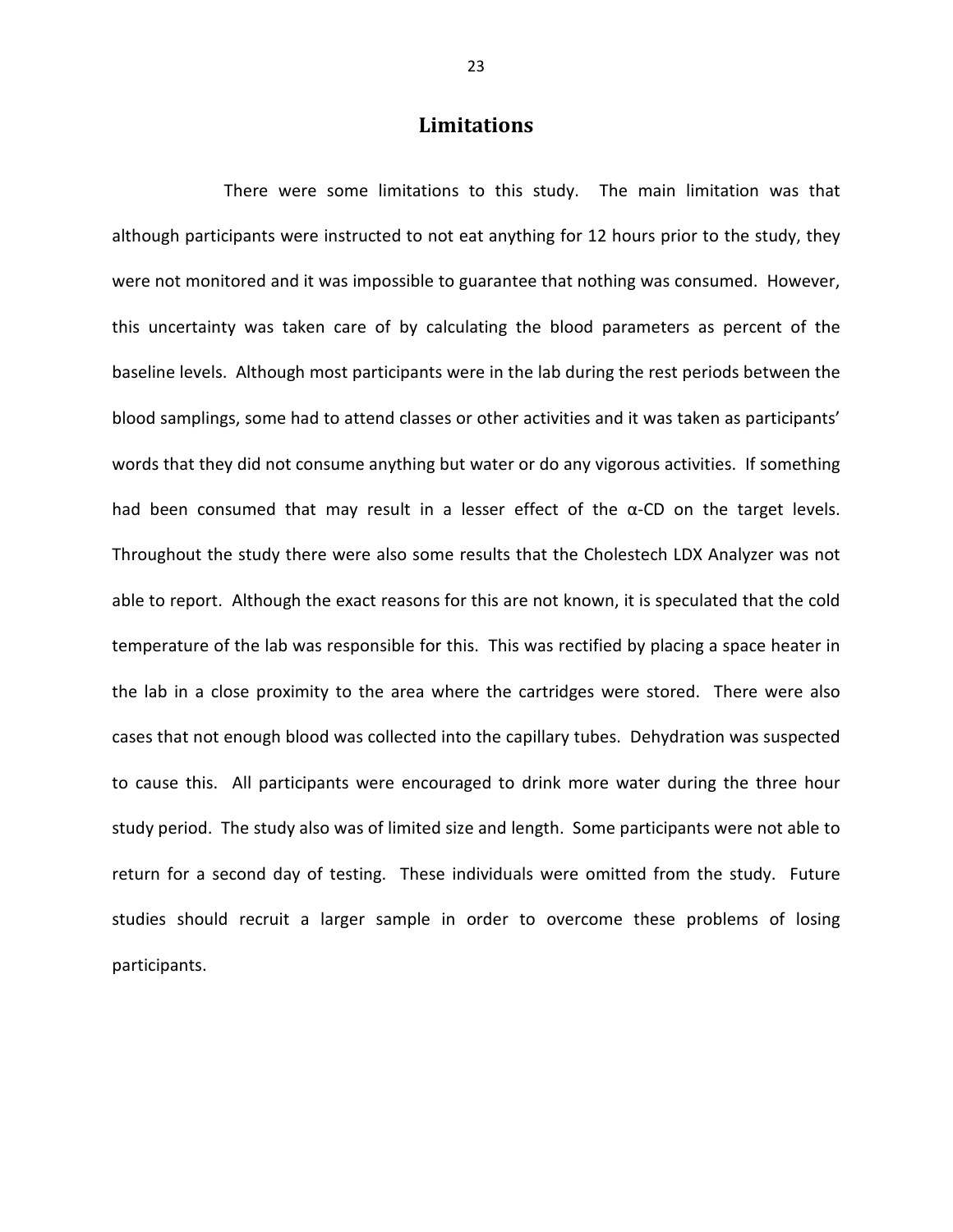## Limitations

There were some limitations to this study. The main limitation was that although participants were instructed to not eat anything for 12 hours prior to the study, they were not monitored and it was impossible to guarantee that nothing was consumed. However, this uncertainty was taken care of by calculating the blood parameters as percent of the baseline levels. Although most participants were in the lab during the rest periods between the blood samplings, some had to attend classes or other activities and it was taken as participants' words that they did not consume anything but water or do any vigorous activities. If something had been consumed that may result in a lesser effect of the α-CD on the target levels. Throughout the study there were also some results that the Cholestech LDX Analyzer was not able to report. Although the exact reasons for this are not known, it is speculated that the cold temperature of the lab was responsible for this. This was rectified by placing a space heater in the lab in a close proximity to the area where the cartridges were stored. There were also cases that not enough blood was collected into the capillary tubes. Dehydration was suspected to cause this. All participants were encouraged to drink more water during the three hour study period. The study also was of limited size and length. Some participants were not able to return for a second day of testing. These individuals were omitted from the study. Future studies should recruit a larger sample in order to overcome these problems of losing participants.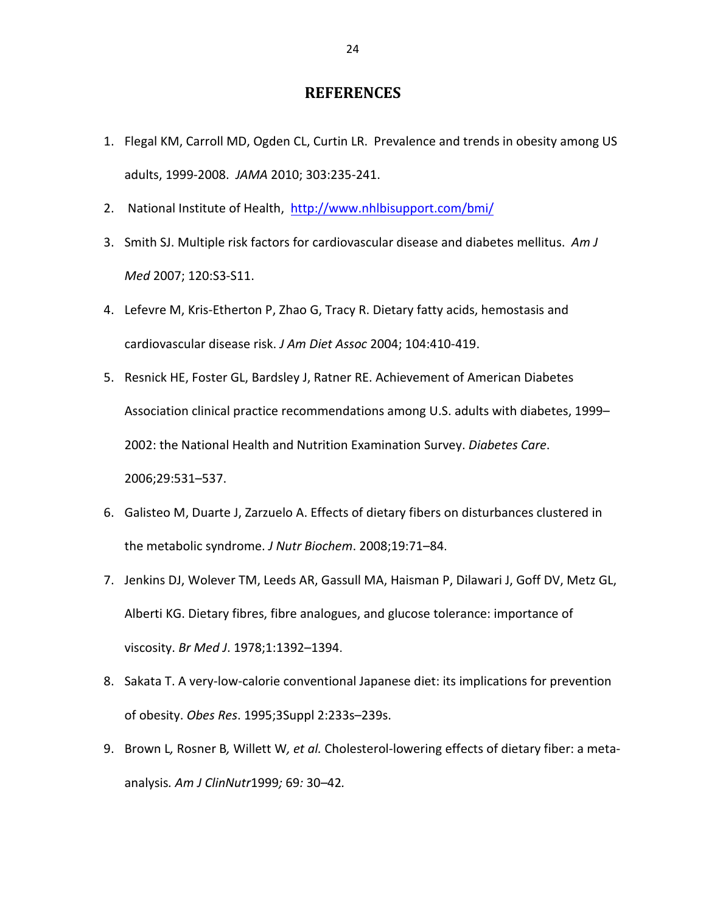# REFERENCES

1. Flegal KM, Carroll MD, Ogden CL, Curtin LR. Prevalence and trends in obesity among US adults, 1999-2008. *JAMA* 2010; 303:235-241.
2. National Institute of Health, http://www.nhlbisupport.com/bmi/
3. Smith SJ. Multiple risk factors for cardiovascular disease and diabetes mellitus. *Am J Med* 2007; 120:S3-S11.
4. Lefevre M, Kris-Etherton P, Zhao G, Tracy R. Dietary fatty acids, hemostasis and cardiovascular disease risk. *J Am Diet Assoc* 2004; 104:410-419.
5. Resnick HE, Foster GL, Bardsley J, Ratner RE. Achievement of American Diabetes Association clinical practice recommendations among U.S. adults with diabetes, 1999–2002: the National Health and Nutrition Examination Survey. *Diabetes Care*. 2006;29:531–537.
6. Galisteo M, Duarte J, Zarzuelo A. Effects of dietary fibers on disturbances clustered in the metabolic syndrome. *J Nutr Biochem*. 2008;19:71–84.
7. Jenkins DJ, Wolever TM, Leeds AR, Gassull MA, Haisman P, Dilawari J, Goff DV, Metz GL, Alberti KG. Dietary fibres, fibre analogues, and glucose tolerance: importance of viscosity. *Br Med J*. 1978;1:1392–1394.
8. Sakata T. A very-low-calorie conventional Japanese diet: its implications for prevention of obesity. *Obes Res*. 1995;3Suppl 2:233s–239s.
9. Brown L, Rosner B, Willett W, *et al.* Cholesterol-lowering effects of dietary fiber: a meta-analysis. *Am J ClinNutr*1999; 69: 30–42.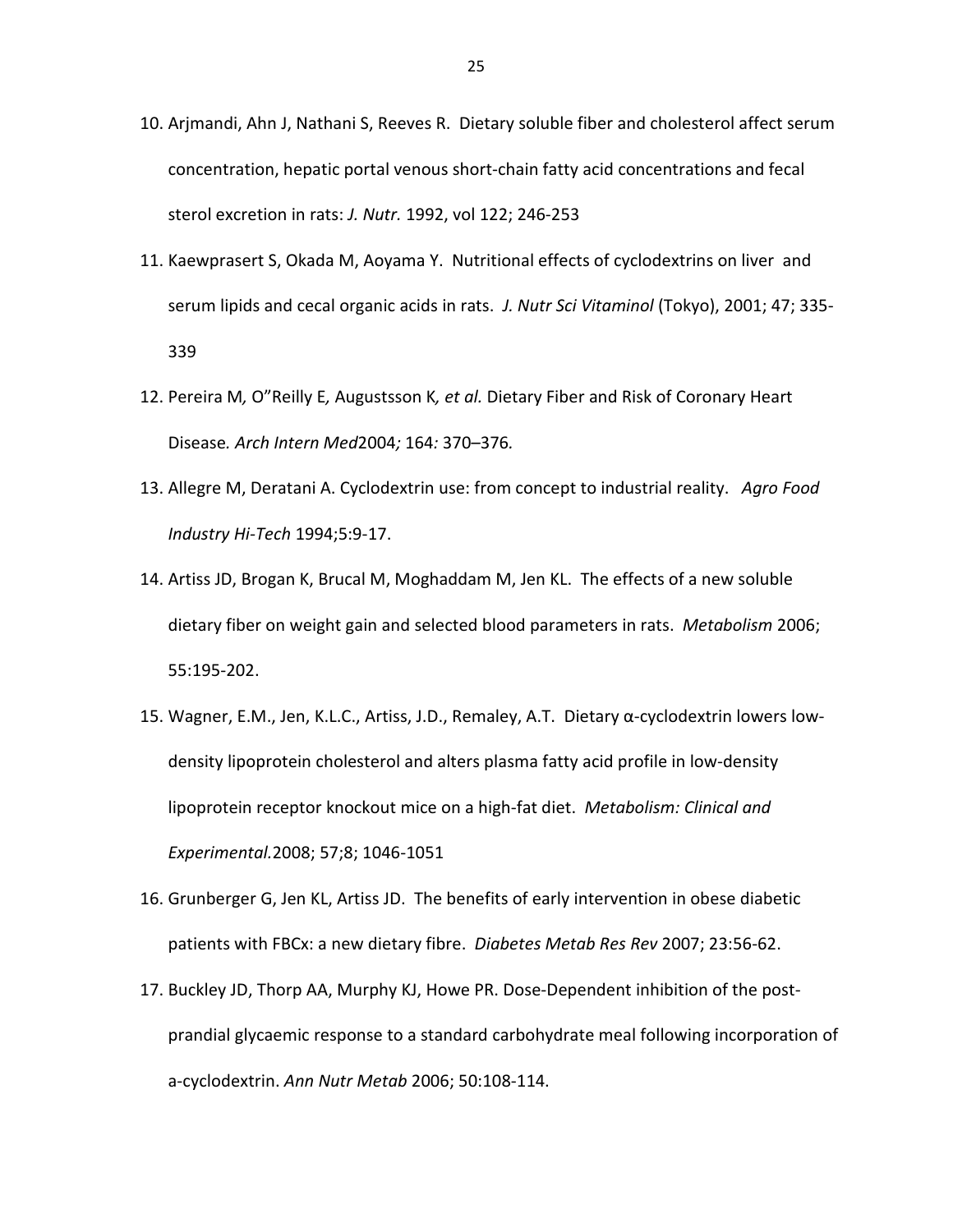10. Arjmandi, Ahn J, Nathani S, Reeves R. Dietary soluble fiber and cholesterol affect serum concentration, hepatic portal venous short-chain fatty acid concentrations and fecal sterol excretion in rats: *J. Nutr.* 1992, vol 122; 246-253

11. Kaewprasert S, Okada M, Aoyama Y. Nutritional effects of cyclodextrins on liver and serum lipids and cecal organic acids in rats. *J. Nutr Sci Vitaminol* (Tokyo), 2001; 47; 335-339

12. Pereira M*,* O"Reilly E*,* Augustsson K*, et al.* Dietary Fiber and Risk of Coronary Heart Disease*. Arch Intern Med*2004*;* 164*:* 370–376*.*

13. Allegre M, Deratani A. Cyclodextrin use: from concept to industrial reality. *Agro Food Industry Hi-Tech* 1994;5:9-17.

14. Artiss JD, Brogan K, Brucal M, Moghaddam M, Jen KL. The effects of a new soluble dietary fiber on weight gain and selected blood parameters in rats. *Metabolism* 2006; 55:195-202.

15. Wagner, E.M., Jen, K.L.C., Artiss, J.D., Remaley, A.T. Dietary α-cyclodextrin lowers low-density lipoprotein cholesterol and alters plasma fatty acid profile in low-density lipoprotein receptor knockout mice on a high-fat diet. *Metabolism: Clinical and Experimental.*2008; 57;8; 1046-1051

16. Grunberger G, Jen KL, Artiss JD. The benefits of early intervention in obese diabetic patients with FBCx: a new dietary fibre. *Diabetes Metab Res Rev* 2007; 23:56-62.

17. Buckley JD, Thorp AA, Murphy KJ, Howe PR. Dose-Dependent inhibition of the post-prandial glycaemic response to a standard carbohydrate meal following incorporation of a-cyclodextrin. *Ann Nutr Metab* 2006; 50:108-114.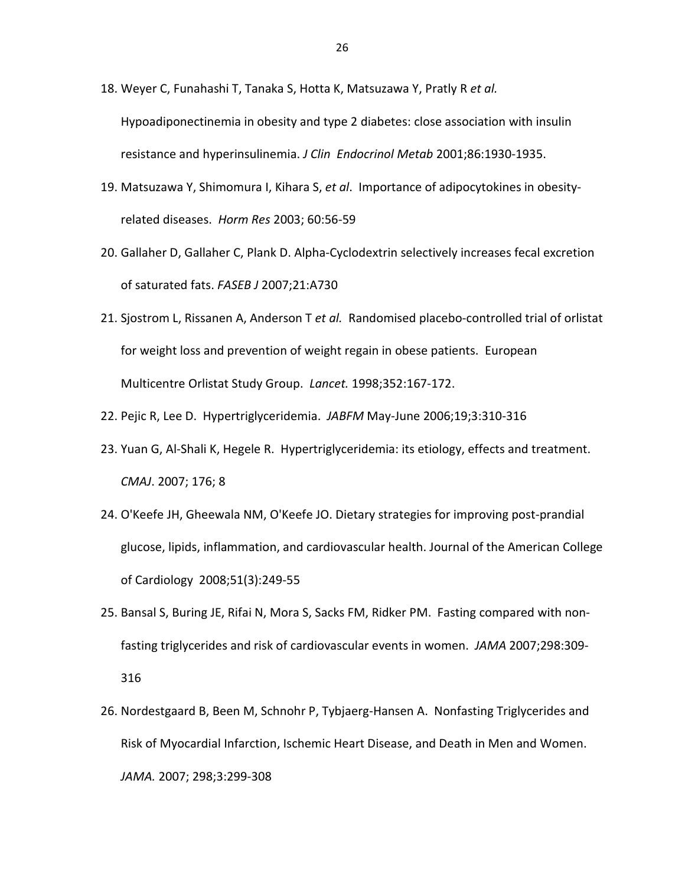18. Weyer C, Funahashi T, Tanaka S, Hotta K, Matsuzawa Y, Pratly R *et al.* Hypoadiponectinemia in obesity and type 2 diabetes: close association with insulin resistance and hyperinsulinemia. *J Clin Endocrinol Metab* 2001;86:1930-1935.

19. Matsuzawa Y, Shimomura I, Kihara S, *et al*. Importance of adipocytokines in obesity-related diseases. *Horm Res* 2003; 60:56-59

20. Gallaher D, Gallaher C, Plank D. Alpha-Cyclodextrin selectively increases fecal excretion of saturated fats. *FASEB J* 2007;21:A730

21. Sjostrom L, Rissanen A, Anderson T *et al.* Randomised placebo-controlled trial of orlistat for weight loss and prevention of weight regain in obese patients. European Multicentre Orlistat Study Group. *Lancet.* 1998;352:167-172.

22. Pejic R, Lee D. Hypertriglyceridemia. *JABFM* May-June 2006;19;3:310-316

23. Yuan G, Al-Shali K, Hegele R. Hypertriglyceridemia: its etiology, effects and treatment. *CMAJ*. 2007; 176; 8

24. O'Keefe JH, Gheewala NM, O'Keefe JO. Dietary strategies for improving post-prandial glucose, lipids, inflammation, and cardiovascular health. Journal of the American College of Cardiology 2008;51(3):249-55

25. Bansal S, Buring JE, Rifai N, Mora S, Sacks FM, Ridker PM. Fasting compared with non-fasting triglycerides and risk of cardiovascular events in women. *JAMA* 2007;298:309-316

26. Nordestgaard B, Been M, Schnohr P, Tybjaerg-Hansen A. Nonfasting Triglycerides and Risk of Myocardial Infarction, Ischemic Heart Disease, and Death in Men and Women. *JAMA.* 2007; 298;3:299-308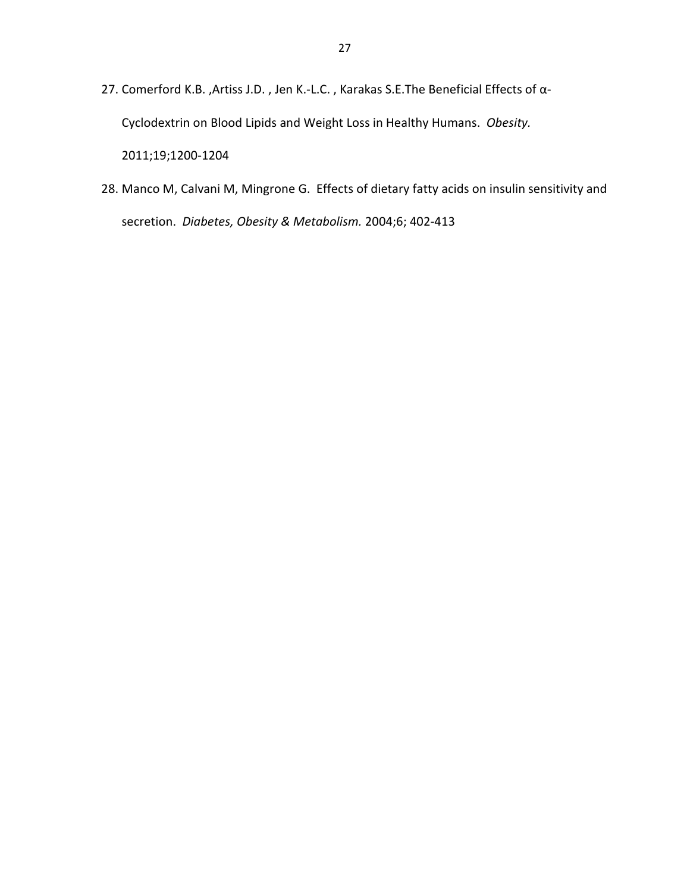27. Comerford K.B. ,Artiss J.D. , Jen K.-L.C. , Karakas S.E.The Beneficial Effects of α-Cyclodextrin on Blood Lipids and Weight Loss in Healthy Humans. *Obesity.* 2011;19;1200-1204

28. Manco M, Calvani M, Mingrone G. Effects of dietary fatty acids on insulin sensitivity and secretion. *Diabetes, Obesity & Metabolism.* 2004;6; 402-413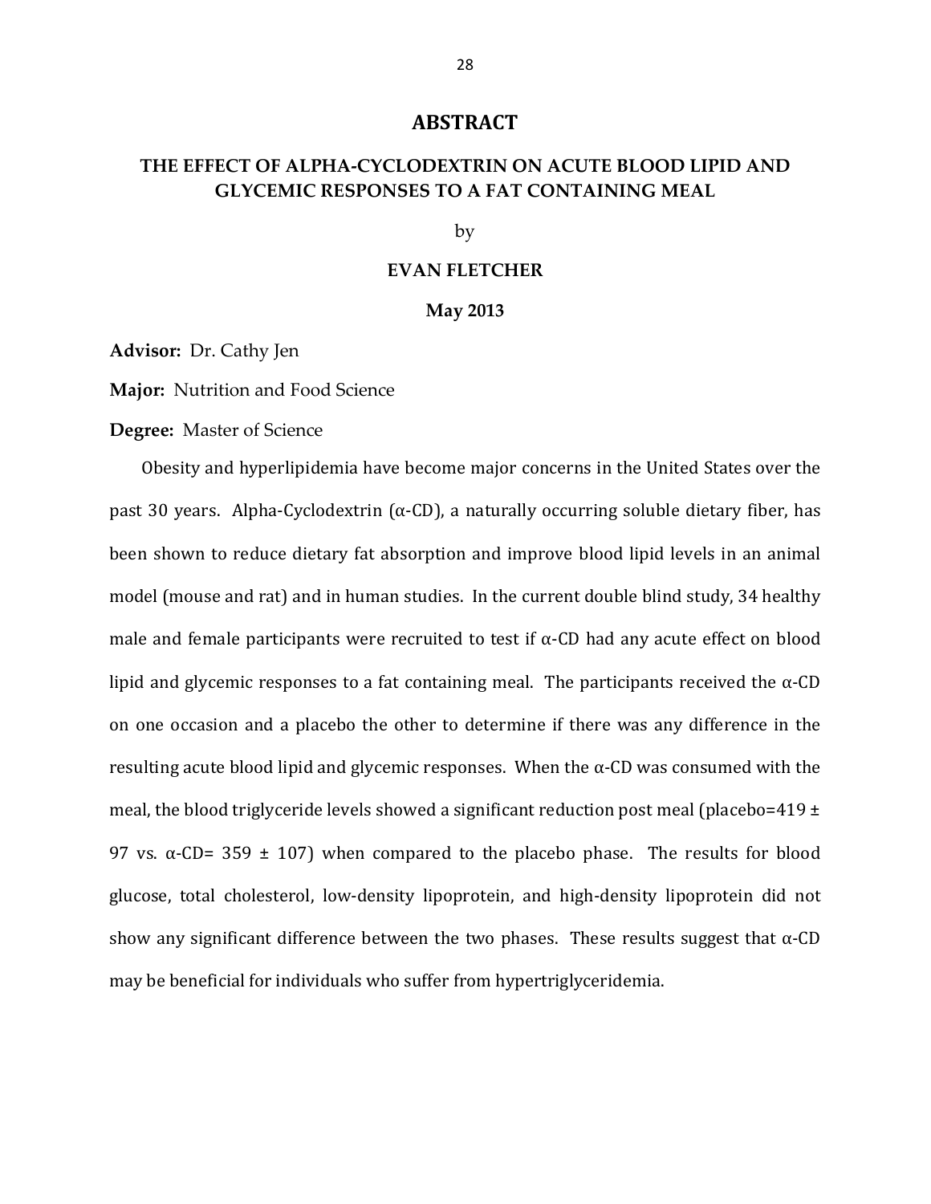# ABSTRACT

## THE EFFECT OF ALPHA-CYCLODEXTRIN ON ACUTE BLOOD LIPID AND GLYCEMIC RESPONSES TO A FAT CONTAINING MEAL

by

**EVAN FLETCHER**

**May 2013**

**Advisor:** Dr. Cathy Jen

**Major:** Nutrition and Food Science

**Degree:** Master of Science

Obesity and hyperlipidemia have become major concerns in the United States over the past 30 years. Alpha-Cyclodextrin (α-CD), a naturally occurring soluble dietary fiber, has been shown to reduce dietary fat absorption and improve blood lipid levels in an animal model (mouse and rat) and in human studies. In the current double blind study, 34 healthy male and female participants were recruited to test if α-CD had any acute effect on blood lipid and glycemic responses to a fat containing meal. The participants received the α-CD on one occasion and a placebo the other to determine if there was any difference in the resulting acute blood lipid and glycemic responses. When the α-CD was consumed with the meal, the blood triglyceride levels showed a significant reduction post meal (placebo=419 ± 97 vs. α-CD= 359 ± 107) when compared to the placebo phase. The results for blood glucose, total cholesterol, low-density lipoprotein, and high-density lipoprotein did not show any significant difference between the two phases. These results suggest that α-CD may be beneficial for individuals who suffer from hypertriglyceridemia.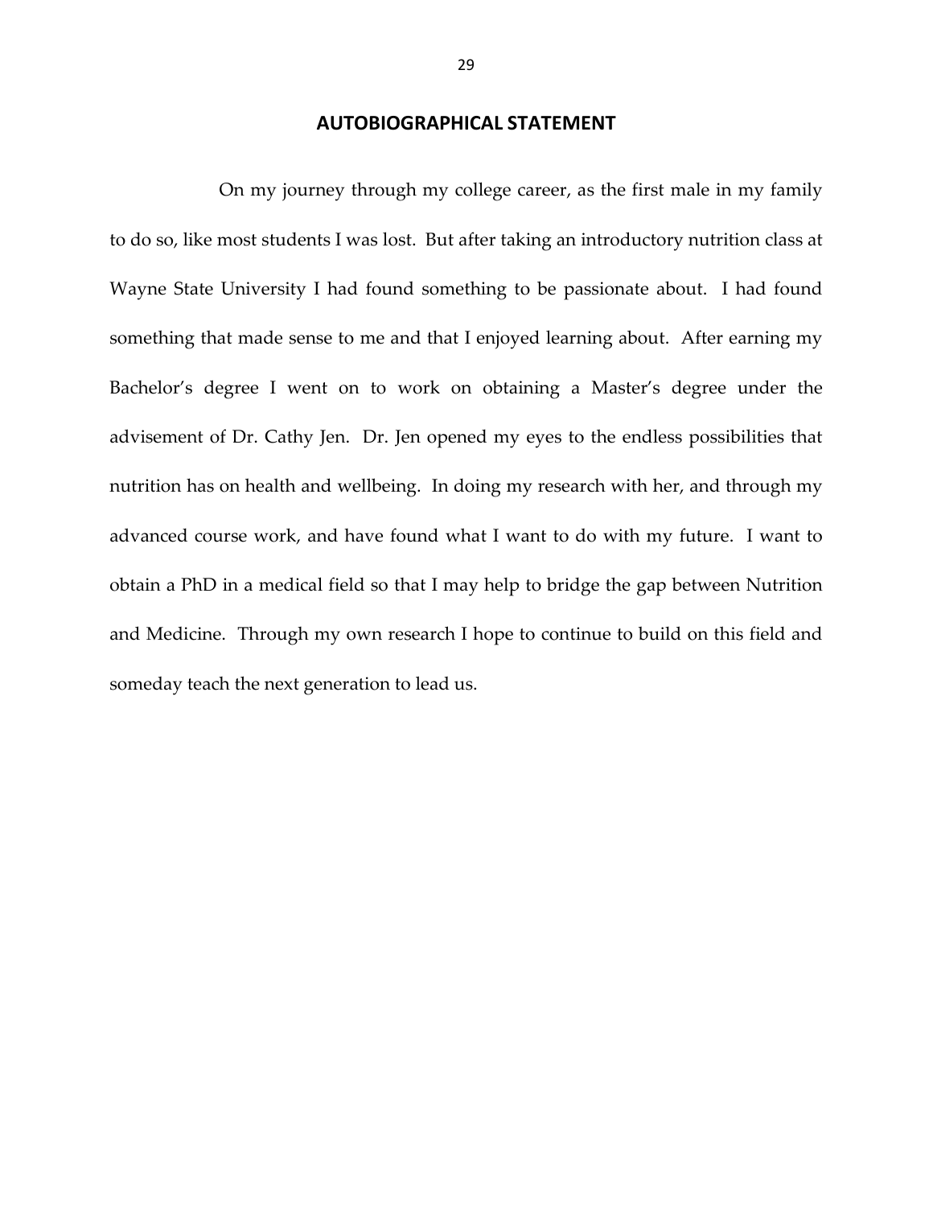## AUTOBIOGRAPHICAL STATEMENT

On my journey through my college career, as the first male in my family to do so, like most students I was lost. But after taking an introductory nutrition class at Wayne State University I had found something to be passionate about. I had found something that made sense to me and that I enjoyed learning about. After earning my Bachelor's degree I went on to work on obtaining a Master's degree under the advisement of Dr. Cathy Jen. Dr. Jen opened my eyes to the endless possibilities that nutrition has on health and wellbeing. In doing my research with her, and through my advanced course work, and have found what I want to do with my future. I want to obtain a PhD in a medical field so that I may help to bridge the gap between Nutrition and Medicine. Through my own research I hope to continue to build on this field and someday teach the next generation to lead us.